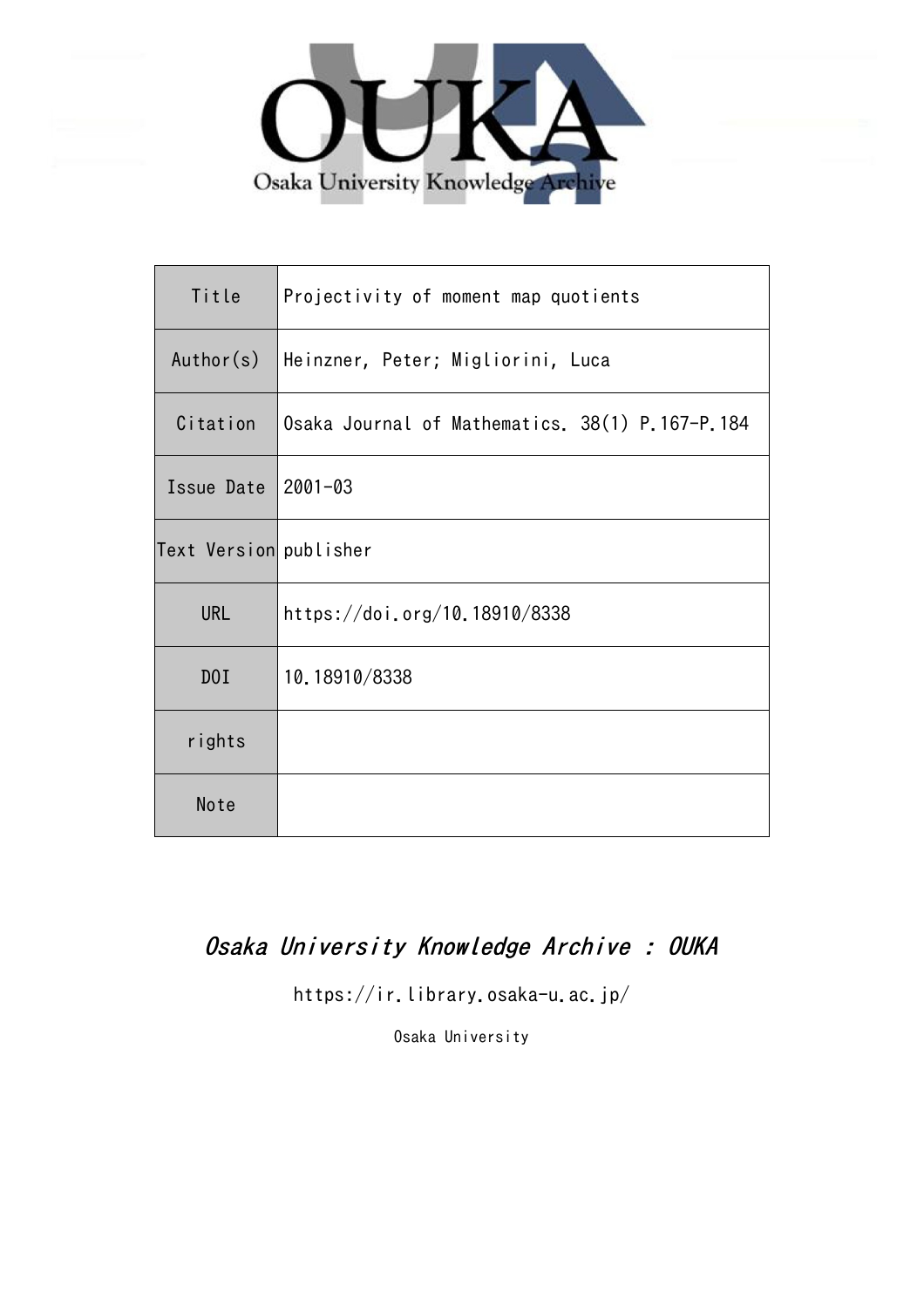Osaka University Knowledge Archive

| Title | Projectivity of moment map quotients |
| --- | --- |
| Author(s) | Heinzner, Peter; Migliorini, Luca |
| Citation | Osaka Journal of Mathematics. 38(1) P.167-P.184 |
| Issue Date | 2001-03 |
| Text Version | publisher |
| URL | https://doi.org/10.18910/8338 |
| DOI | 10.18910/8338 |
| rights | |
| Note | |

*Osaka University Knowledge Archive : OUKA*

https://ir.library.osaka-u.ac.jp/

Osaka University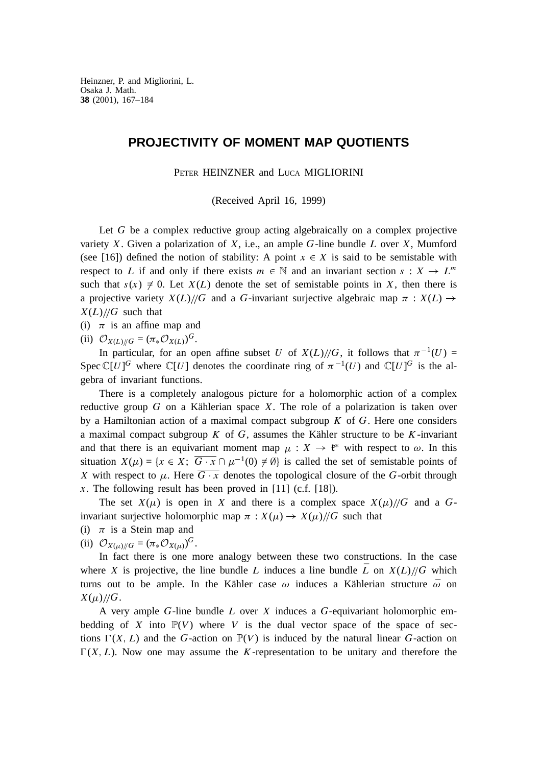Heinzner, P. and Migliorini, L.
Osaka J. Math.
**38** (2001), 167–184

# PROJECTIVITY OF MOMENT MAP QUOTIENTS

Peter Heinzner and Luca Migliorini

(Received April 16, 1999)

Let $G$ be a complex reductive group acting algebraically on a complex projective variety $X$. Given a polarization of $X$, i.e., an ample $G$-line bundle $L$ over $X$, Mumford (see [16]) defined the notion of stability: A point $x \in X$ is said to be semistable with respect to $L$ if and only if there exists $m \in \mathbb{N}$ and an invariant section $s : X \to L^m$ such that $s(x) \neq 0$. Let $X(L)$ denote the set of semistable points in $X$, then there is a projective variety $X(L)/\!/G$ and a $G$-invariant surjective algebraic map $\pi : X(L) \to X(L)/\!/G$ such that

(i) $\pi$ is an affine map and

(ii) $\mathcal{O}_{X(L)/\!/G} = (\pi_* \mathcal{O}_{X(L)})^G$.

In particular, for an open affine subset $U$ of $X(L)/\!/G$, it follows that $\pi^{-1}(U) = \operatorname{Spec} \mathbb{C}[U]^G$ where $\mathbb{C}[U]$ denotes the coordinate ring of $\pi^{-1}(U)$ and $\mathbb{C}[U]^G$ is the algebra of invariant functions.

There is a completely analogous picture for a holomorphic action of a complex reductive group $G$ on a Kählerian space $X$. The role of a polarization is taken over by a Hamiltonian action of a maximal compact subgroup $K$ of $G$. Here one considers a maximal compact subgroup $K$ of $G$, assumes the Kähler structure to be $K$-invariant and that there is an equivariant moment map $\mu : X \to \mathfrak{k}^*$ with respect to $\omega$. In this situation $X(\mu) = \{x \in X;\ \overline{G \cdot x} \cap \mu^{-1}(0) \neq \emptyset\}$ is called the set of semistable points of $X$ with respect to $\mu$. Here $\overline{G \cdot x}$ denotes the topological closure of the $G$-orbit through $x$. The following result has been proved in [11] (c.f. [18]).

The set $X(\mu)$ is open in $X$ and there is a complex space $X(\mu)/\!/G$ and a $G$-invariant surjective holomorphic map $\pi : X(\mu) \to X(\mu)/\!/G$ such that

(i) $\pi$ is a Stein map and

(ii) $\mathcal{O}_{X(\mu)/\!/G} = (\pi_* \mathcal{O}_{X(\mu)})^G$.

In fact there is one more analogy between these two constructions. In the case where $X$ is projective, the line bundle $L$ induces a line bundle $\bar{L}$ on $X(L)/\!/G$ which turns out to be ample. In the Kähler case $\omega$ induces a Kählerian structure $\bar{\omega}$ on $X(\mu)/\!/G$.

A very ample $G$-line bundle $L$ over $X$ induces a $G$-equivariant holomorphic embedding of $X$ into $\mathbb{P}(V)$ where $V$ is the dual vector space of the space of sections $\Gamma(X, L)$ and the $G$-action on $\mathbb{P}(V)$ is induced by the natural linear $G$-action on $\Gamma(X, L)$. Now one may assume the $K$-representation to be unitary and therefore the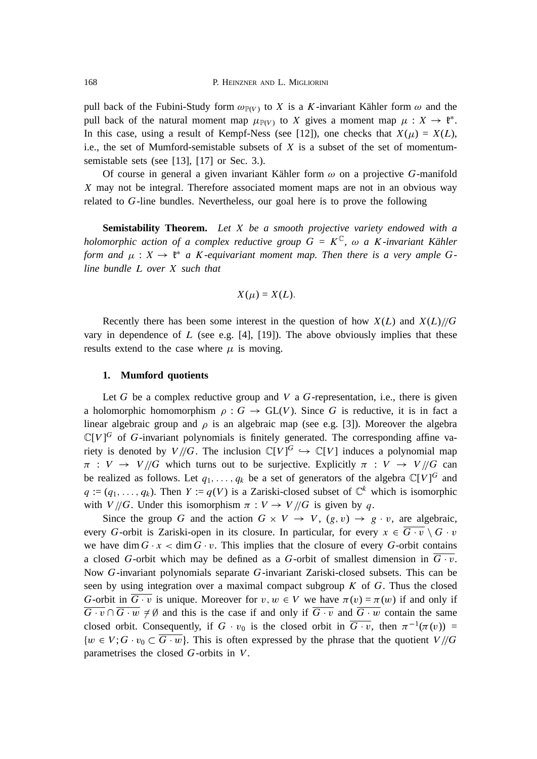pull back of the Fubini-Study form $\omega_{\mathbb{P}(V)}$ to $X$ is a $K$-invariant Kähler form $\omega$ and the pull back of the natural moment map $\mu_{\mathbb{P}(V)}$ to $X$ gives a moment map $\mu : X \to \mathfrak{k}^*$. In this case, using a result of Kempf-Ness (see [12]), one checks that $X(\mu) = X(L)$, i.e., the set of Mumford-semistable subsets of $X$ is a subset of the set of momentum-semistable sets (see [13], [17] or Sec. 3.).

Of course in general a given invariant Kähler form $\omega$ on a projective $G$-manifold $X$ may not be integral. Therefore associated moment maps are not in an obvious way related to $G$-line bundles. Nevertheless, our goal here is to prove the following

**Semistability Theorem.** *Let $X$ be a smooth projective variety endowed with a holomorphic action of a complex reductive group $G = K^{\mathbb{C}}$, $\omega$ a $K$-invariant Kähler form and $\mu : X \to \mathfrak{k}^*$ a $K$-equivariant moment map. Then there is a very ample $G$-line bundle $L$ over $X$ such that*

$$X(\mu) = X(L).$$

Recently there has been some interest in the question of how $X(L)$ and $X(L)/\!/G$ vary in dependence of $L$ (see e.g. [4], [19]). The above obviously implies that these results extend to the case where $\mu$ is moving.

## 1. Mumford quotients

Let $G$ be a complex reductive group and $V$ a $G$-representation, i.e., there is given a holomorphic homomorphism $\rho : G \to \mathrm{GL}(V)$. Since $G$ is reductive, it is in fact a linear algebraic group and $\rho$ is an algebraic map (see e.g. [3]). Moreover the algebra $\mathbb{C}[V]^G$ of $G$-invariant polynomials is finitely generated. The corresponding affine variety is denoted by $V/\!/G$. The inclusion $\mathbb{C}[V]^G \hookrightarrow \mathbb{C}[V]$ induces a polynomial map $\pi : V \to V/\!/G$ which turns out to be surjective. Explicitly $\pi : V \to V/\!/G$ can be realized as follows. Let $q_1, \ldots, q_k$ be a set of generators of the algebra $\mathbb{C}[V]^G$ and $q := (q_1, \ldots, q_k)$. Then $Y := q(V)$ is a Zariski-closed subset of $\mathbb{C}^k$ which is isomorphic with $V/\!/G$. Under this isomorphism $\pi : V \to V/\!/G$ is given by $q$.

Since the group $G$ and the action $G \times V \to V$, $(g, v) \to g \cdot v$, are algebraic, every $G$-orbit is Zariski-open in its closure. In particular, for every $x \in \overline{G \cdot v} \setminus G \cdot v$ we have $\dim G \cdot x < \dim G \cdot v$. This implies that the closure of every $G$-orbit contains a closed $G$-orbit which may be defined as a $G$-orbit of smallest dimension in $\overline{G \cdot v}$. Now $G$-invariant polynomials separate $G$-invariant Zariski-closed subsets. This can be seen by using integration over a maximal compact subgroup $K$ of $G$. Thus the closed $G$-orbit in $\overline{G \cdot v}$ is unique. Moreover for $v, w \in V$ we have $\pi(v) = \pi(w)$ if and only if $\overline{G \cdot v} \cap \overline{G \cdot w} \neq \emptyset$ and this is the case if and only if $\overline{G \cdot v}$ and $\overline{G \cdot w}$ contain the same closed orbit. Consequently, if $G \cdot v_0$ is the closed orbit in $\overline{G \cdot v}$, then $\pi^{-1}(\pi(v)) = \{w \in V; G \cdot v_0 \subset \overline{G \cdot w}\}$. This is often expressed by the phrase that the quotient $V/\!/G$ parametrises the closed $G$-orbits in $V$.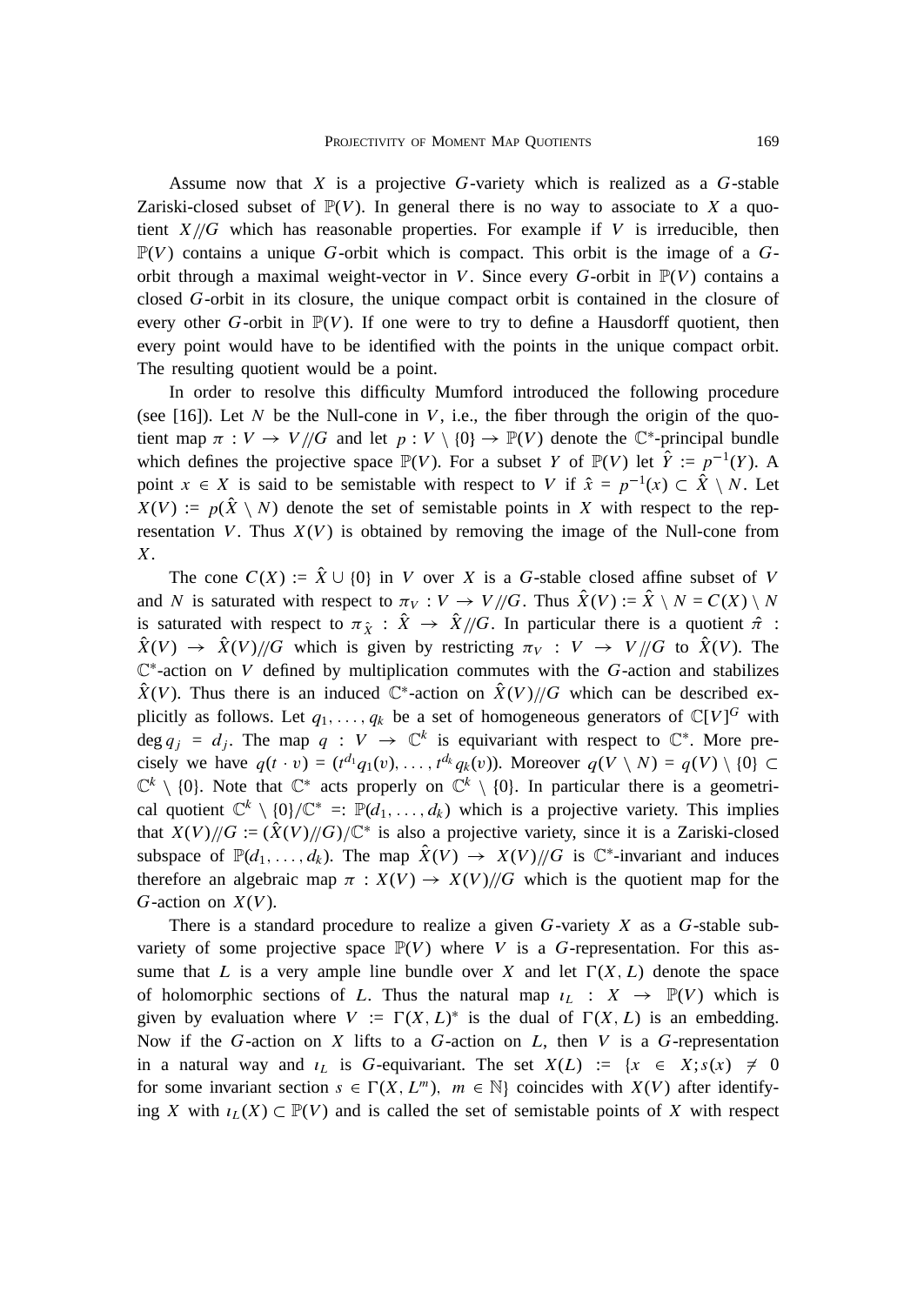Assume now that $X$ is a projective $G$-variety which is realized as a $G$-stable Zariski-closed subset of $\mathbb{P}(V)$. In general there is no way to associate to $X$ a quotient $X/\!/G$ which has reasonable properties. For example if $V$ is irreducible, then $\mathbb{P}(V)$ contains a unique $G$-orbit which is compact. This orbit is the image of a $G$-orbit through a maximal weight-vector in $V$. Since every $G$-orbit in $\mathbb{P}(V)$ contains a closed $G$-orbit in its closure, the unique compact orbit is contained in the closure of every other $G$-orbit in $\mathbb{P}(V)$. If one were to try to define a Hausdorff quotient, then every point would have to be identified with the points in the unique compact orbit. The resulting quotient would be a point.

In order to resolve this difficulty Mumford introduced the following procedure (see [16]). Let $N$ be the Null-cone in $V$, i.e., the fiber through the origin of the quotient map $\pi : V \to V/\!/G$ and let $p : V \setminus \{0\} \to \mathbb{P}(V)$ denote the $\mathbb{C}^*$-principal bundle which defines the projective space $\mathbb{P}(V)$. For a subset $Y$ of $\mathbb{P}(V)$ let $\hat{Y} := p^{-1}(Y)$. A point $x \in X$ is said to be semistable with respect to $V$ if $\hat{x} = p^{-1}(x) \subset \hat{X} \setminus N$. Let $X(V) := p(\hat{X} \setminus N)$ denote the set of semistable points in $X$ with respect to the representation $V$. Thus $X(V)$ is obtained by removing the image of the Null-cone from $X$.

The cone $C(X) := \hat{X} \cup \{0\}$ in $V$ over $X$ is a $G$-stable closed affine subset of $V$ and $N$ is saturated with respect to $\pi_V : V \to V/\!/G$. Thus $\hat{X}(V) := \hat{X} \setminus N = C(X) \setminus N$ is saturated with respect to $\pi_{\hat{X}} : \hat{X} \to \hat{X}/\!/G$. In particular there is a quotient $\hat{\pi} : \hat{X}(V) \to \hat{X}(V)/\!/G$ which is given by restricting $\pi_V : V \to V/\!/G$ to $\hat{X}(V)$. The $\mathbb{C}^*$-action on $V$ defined by multiplication commutes with the $G$-action and stabilizes $\hat{X}(V)$. Thus there is an induced $\mathbb{C}^*$-action on $\hat{X}(V)/\!/G$ which can be described explicitly as follows. Let $q_1, \ldots, q_k$ be a set of homogeneous generators of $\mathbb{C}[V]^G$ with $\deg q_j = d_j$. The map $q : V \to \mathbb{C}^k$ is equivariant with respect to $\mathbb{C}^*$. More precisely we have $q(t \cdot v) = (t^{d_1} q_1(v), \ldots, t^{d_k} q_k(v))$. Moreover $q(V \setminus N) = q(V) \setminus \{0\} \subset \mathbb{C}^k \setminus \{0\}$. Note that $\mathbb{C}^*$ acts properly on $\mathbb{C}^k \setminus \{0\}$. In particular there is a geometrical quotient $\mathbb{C}^k \setminus \{0\}/\mathbb{C}^* =: \mathbb{P}(d_1, \ldots, d_k)$ which is a projective variety. This implies that $X(V)/\!/G := (\hat{X}(V)/\!/G)/\mathbb{C}^*$ is also a projective variety, since it is a Zariski-closed subspace of $\mathbb{P}(d_1, \ldots, d_k)$. The map $\hat{X}(V) \to X(V)/\!/G$ is $\mathbb{C}^*$-invariant and induces therefore an algebraic map $\pi : X(V) \to X(V)/\!/G$ which is the quotient map for the $G$-action on $X(V)$.

There is a standard procedure to realize a given $G$-variety $X$ as a $G$-stable subvariety of some projective space $\mathbb{P}(V)$ where $V$ is a $G$-representation. For this assume that $L$ is a very ample line bundle over $X$ and let $\Gamma(X, L)$ denote the space of holomorphic sections of $L$. Thus the natural map $\iota_L : X \to \mathbb{P}(V)$ which is given by evaluation where $V := \Gamma(X, L)^*$ is the dual of $\Gamma(X, L)$ is an embedding. Now if the $G$-action on $X$ lifts to a $G$-action on $L$, then $V$ is a $G$-representation in a natural way and $\iota_L$ is $G$-equivariant. The set $X(L) := \{x \in X; s(x) \neq 0$ for some invariant section $s \in \Gamma(X, L^m),\ m \in \mathbb{N}\}$ coincides with $X(V)$ after identifying $X$ with $\iota_L(X) \subset \mathbb{P}(V)$ and is called the set of semistable points of $X$ with respect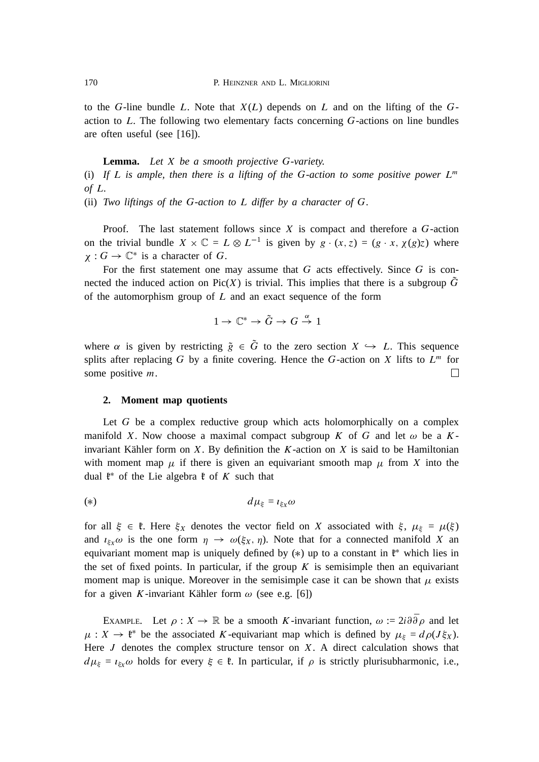to the $G$-line bundle $L$. Note that $X(L)$ depends on $L$ and on the lifting of the $G$-action to $L$. The following two elementary facts concerning $G$-actions on line bundles are often useful (see [16]).

**Lemma.** *Let $X$ be a smooth projective $G$-variety.*
(i) *If $L$ is ample, then there is a lifting of the $G$-action to some positive power $L^m$ of $L$.*
(ii) *Two liftings of the $G$-action to $L$ differ by a character of $G$.*

Proof. The last statement follows since $X$ is compact and therefore a $G$-action on the trivial bundle $X \times \mathbb{C} = L \otimes L^{-1}$ is given by $g \cdot (x, z) = (g \cdot x, \chi(g)z)$ where $\chi : G \to \mathbb{C}^*$ is a character of $G$.

For the first statement one may assume that $G$ acts effectively. Since $G$ is connected the induced action on $\mathrm{Pic}(X)$ is trivial. This implies that there is a subgroup $\tilde{G}$ of the automorphism group of $L$ and an exact sequence of the form

$$1 \to \mathbb{C}^* \to \tilde{G} \to G \stackrel{\alpha}{\to} 1$$

where $\alpha$ is given by restricting $\tilde{g} \in \tilde{G}$ to the zero section $X \hookrightarrow L$. This sequence splits after replacing $G$ by a finite covering. Hence the $G$-action on $X$ lifts to $L^m$ for some positive $m$. □

## 2. Moment map quotients

Let $G$ be a complex reductive group which acts holomorphically on a complex manifold $X$. Now choose a maximal compact subgroup $K$ of $G$ and let $\omega$ be a $K$-invariant Kähler form on $X$. By definition the $K$-action on $X$ is said to be Hamiltonian with moment map $\mu$ if there is given an equivariant smooth map $\mu$ from $X$ into the dual $\mathfrak{k}^*$ of the Lie algebra $\mathfrak{k}$ of $K$ such that

$$(*) \qquad d\mu_\xi = \iota_{\xi_X}\omega$$

for all $\xi \in \mathfrak{k}$. Here $\xi_X$ denotes the vector field on $X$ associated with $\xi$, $\mu_\xi = \mu(\xi)$ and $\iota_{\xi_X}\omega$ is the one form $\eta \to \omega(\xi_X, \eta)$. Note that for a connected manifold $X$ an equivariant moment map is uniquely defined by $(*)$ up to a constant in $\mathfrak{k}^*$ which lies in the set of fixed points. In particular, if the group $K$ is semisimple then an equivariant moment map is unique. Moreover in the semisimple case it can be shown that $\mu$ exists for a given $K$-invariant Kähler form $\omega$ (see e.g. [6])

Example. Let $\rho : X \to \mathbb{R}$ be a smooth $K$-invariant function, $\omega := 2i\partial\bar{\partial}\rho$ and let $\mu : X \to \mathfrak{k}^*$ be the associated $K$-equivariant map which is defined by $\mu_\xi = d\rho(J\xi_X)$. Here $J$ denotes the complex structure tensor on $X$. A direct calculation shows that $d\mu_\xi = \iota_{\xi_X}\omega$ holds for every $\xi \in \mathfrak{k}$. In particular, if $\rho$ is strictly plurisubharmonic, i.e.,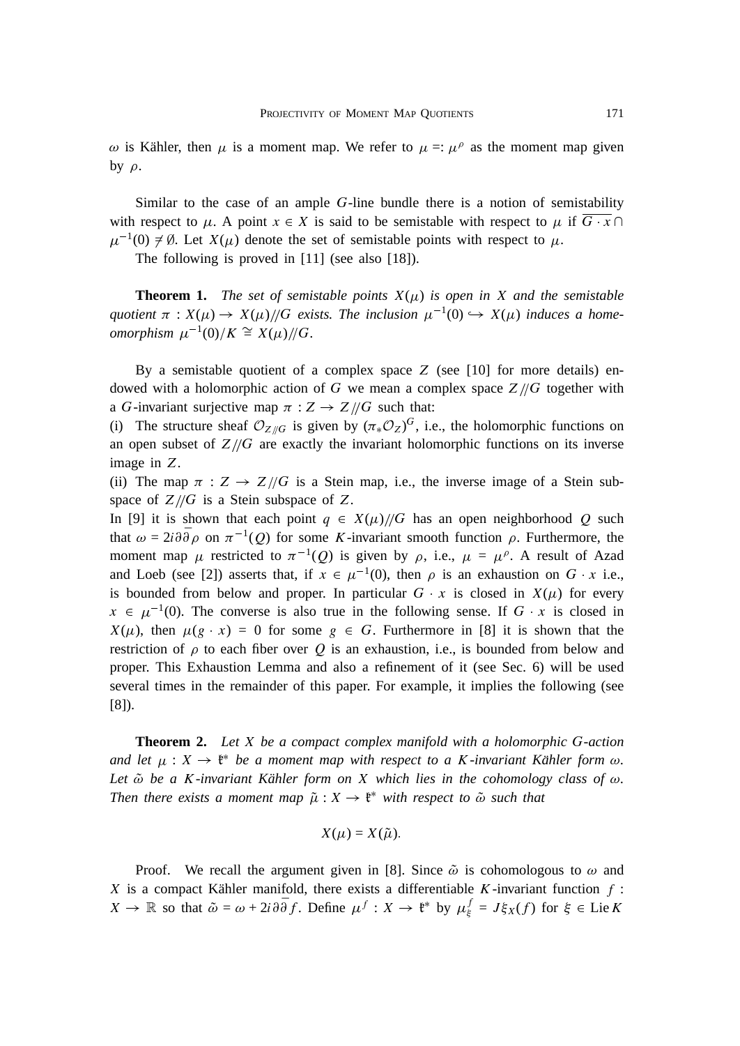$\omega$ is Kähler, then $\mu$ is a moment map. We refer to $\mu =: \mu^\rho$ as the moment map given by $\rho$.

Similar to the case of an ample $G$-line bundle there is a notion of semistability with respect to $\mu$. A point $x \in X$ is said to be semistable with respect to $\mu$ if $\overline{G \cdot x} \cap \mu^{-1}(0) \neq \emptyset$. Let $X(\mu)$ denote the set of semistable points with respect to $\mu$.

The following is proved in [11] (see also [18]).

**Theorem 1.** *The set of semistable points $X(\mu)$ is open in $X$ and the semistable quotient $\pi : X(\mu) \to X(\mu)/\!/G$ exists. The inclusion $\mu^{-1}(0) \hookrightarrow X(\mu)$ induces a homeomorphism $\mu^{-1}(0)/K \cong X(\mu)/\!/G$.*

By a semistable quotient of a complex space $Z$ (see [10] for more details) endowed with a holomorphic action of $G$ we mean a complex space $Z/\!/G$ together with a $G$-invariant surjective map $\pi : Z \to Z/\!/G$ such that:

(i) The structure sheaf $\mathcal{O}_{Z/\!/G}$ is given by $(\pi_* \mathcal{O}_Z)^G$, i.e., the holomorphic functions on an open subset of $Z/\!/G$ are exactly the invariant holomorphic functions on its inverse image in $Z$.

(ii) The map $\pi : Z \to Z/\!/G$ is a Stein map, i.e., the inverse image of a Stein subspace of $Z/\!/G$ is a Stein subspace of $Z$.

In [9] it is shown that each point $q \in X(\mu)/\!/G$ has an open neighborhood $Q$ such that $\omega = 2i\partial\bar{\partial}\rho$ on $\pi^{-1}(Q)$ for some $K$-invariant smooth function $\rho$. Furthermore, the moment map $\mu$ restricted to $\pi^{-1}(Q)$ is given by $\rho$, i.e., $\mu = \mu^\rho$. A result of Azad and Loeb (see [2]) asserts that, if $x \in \mu^{-1}(0)$, then $\rho$ is an exhaustion on $G \cdot x$ i.e., is bounded from below and proper. In particular $G \cdot x$ is closed in $X(\mu)$ for every $x \in \mu^{-1}(0)$. The converse is also true in the following sense. If $G \cdot x$ is closed in $X(\mu)$, then $\mu(g \cdot x) = 0$ for some $g \in G$. Furthermore in [8] it is shown that the restriction of $\rho$ to each fiber over $Q$ is an exhaustion, i.e., is bounded from below and proper. This Exhaustion Lemma and also a refinement of it (see Sec. 6) will be used several times in the remainder of this paper. For example, it implies the following (see [8]).

**Theorem 2.** *Let $X$ be a compact complex manifold with a holomorphic $G$-action and let $\mu : X \to \mathfrak{k}^*$ be a moment map with respect to a $K$-invariant Kähler form $\omega$. Let $\tilde{\omega}$ be a $K$-invariant Kähler form on $X$ which lies in the cohomology class of $\omega$. Then there exists a moment map $\tilde{\mu} : X \to \mathfrak{k}^*$ with respect to $\tilde{\omega}$ such that*

$$X(\mu) = X(\tilde{\mu}).$$

Proof. We recall the argument given in [8]. Since $\tilde{\omega}$ is cohomologous to $\omega$ and $X$ is a compact Kähler manifold, there exists a differentiable $K$-invariant function $f : X \to \mathbb{R}$ so that $\tilde{\omega} = \omega + 2i\partial\bar{\partial} f$. Define $\mu^f : X \to \mathfrak{k}^*$ by $\mu^f_\xi = J\xi_X(f)$ for $\xi \in \operatorname{Lie} K$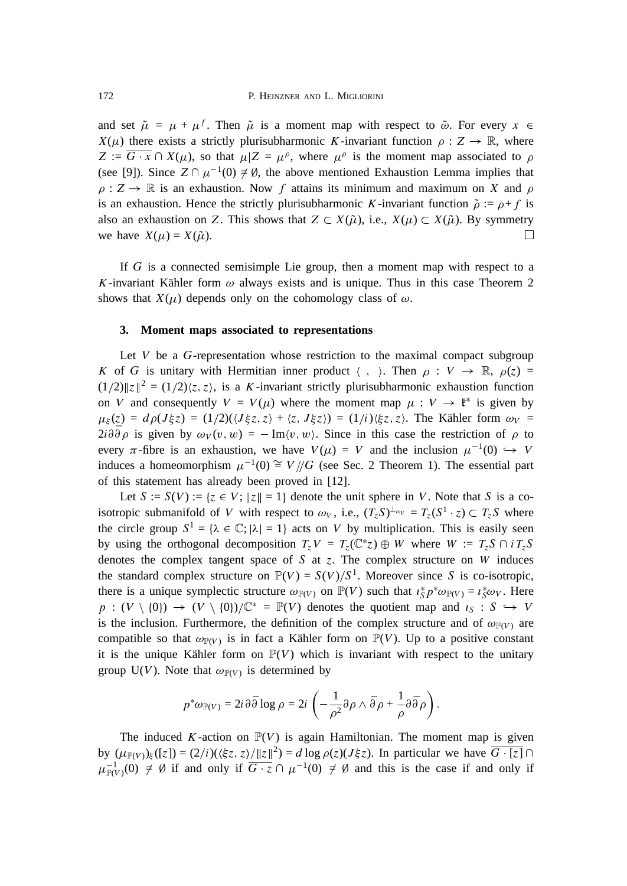and set $\tilde{\mu} = \mu + \mu^f$. Then $\tilde{\mu}$ is a moment map with respect to $\tilde{\omega}$. For every $x \in X(\mu)$ there exists a strictly plurisubharmonic $K$-invariant function $\rho : Z \to \mathbb{R}$, where $Z := \overline{G \cdot x} \cap X(\mu)$, so that $\mu|Z = \mu^\rho$, where $\mu^\rho$ is the moment map associated to $\rho$ (see [9]). Since $Z \cap \mu^{-1}(0) \neq \emptyset$, the above mentioned Exhaustion Lemma implies that $\rho : Z \to \mathbb{R}$ is an exhaustion. Now $f$ attains its minimum and maximum on $X$ and $\rho$ is an exhaustion. Hence the strictly plurisubharmonic $K$-invariant function $\tilde{\rho} := \rho + f$ is also an exhaustion on $Z$. This shows that $Z \subset X(\tilde{\mu})$, i.e., $X(\mu) \subset X(\tilde{\mu})$. By symmetry we have $X(\mu) = X(\tilde{\mu})$. □

If $G$ is a connected semisimple Lie group, then a moment map with respect to a $K$-invariant Kähler form $\omega$ always exists and is unique. Thus in this case Theorem 2 shows that $X(\mu)$ depends only on the cohomology class of $\omega$.

## 3. Moment maps associated to representations

Let $V$ be a $G$-representation whose restriction to the maximal compact subgroup $K$ of $G$ is unitary with Hermitian inner product $\langle\ ,\ \rangle$. Then $\rho : V \to \mathbb{R}$, $\rho(z) = (1/2)\|z\|^2 = (1/2)\langle z, z\rangle$, is a $K$-invariant strictly plurisubharmonic exhaustion function on $V$ and consequently $V = V(\mu)$ where the moment map $\mu : V \to \mathfrak{k}^*$ is given by $\mu_\xi(z) = d\rho(J\xi z) = (1/2)(\langle J\xi z, z\rangle + \langle z, J\xi z\rangle) = (1/i)\langle \xi z, z\rangle$. The Kähler form $\omega_V = 2i\partial\bar{\partial}\rho$ is given by $\omega_V(v, w) = -\operatorname{Im}\langle v, w\rangle$. Since in this case the restriction of $\rho$ to every $\pi$-fibre is an exhaustion, we have $V(\mu) = V$ and the inclusion $\mu^{-1}(0) \hookrightarrow V$ induces a homeomorphism $\mu^{-1}(0) \cong V/\!/G$ (see Sec. 2 Theorem 1). The essential part of this statement has already been proved in [12].

Let $S := S(V) := \{z \in V; \|z\| = 1\}$ denote the unit sphere in $V$. Note that $S$ is a co-isotropic submanifold of $V$ with respect to $\omega_V$, i.e., $(T_zS)^{\perp_{\omega_V}} = T_z(S^1 \cdot z) \subset T_zS$ where the circle group $S^1 = \{\lambda \in \mathbb{C}; |\lambda| = 1\}$ acts on $V$ by multiplication. This is easily seen by using the orthogonal decomposition $T_zV = T_z(\mathbb{C}^*z) \oplus W$ where $W := T_zS \cap iT_zS$ denotes the complex tangent space of $S$ at $z$. The complex structure on $W$ induces the standard complex structure on $\mathbb{P}(V) = S(V)/S^1$. Moreover since $S$ is co-isotropic, there is a unique symplectic structure $\omega_{\mathbb{P}(V)}$ on $\mathbb{P}(V)$ such that $\imath_S^* p^* \omega_{\mathbb{P}(V)} = \imath_S^* \omega_V$. Here $p : (V \setminus \{0\}) \to (V \setminus \{0\})/\mathbb{C}^* = \mathbb{P}(V)$ denotes the quotient map and $\imath_S : S \hookrightarrow V$ is the inclusion. Furthermore, the definition of the complex structure and of $\omega_{\mathbb{P}(V)}$ are compatible so that $\omega_{\mathbb{P}(V)}$ is in fact a Kähler form on $\mathbb{P}(V)$. Up to a positive constant it is the unique Kähler form on $\mathbb{P}(V)$ which is invariant with respect to the unitary group $\mathrm{U}(V)$. Note that $\omega_{\mathbb{P}(V)}$ is determined by

$$p^*\omega_{\mathbb{P}(V)} = 2i\partial\bar{\partial}\log\rho = 2i\left(-\frac{1}{\rho^2}\partial\rho \wedge \bar{\partial}\rho + \frac{1}{\rho}\partial\bar{\partial}\rho\right).$$

The induced $K$-action on $\mathbb{P}(V)$ is again Hamiltonian. The moment map is given by $(\mu_{\mathbb{P}(V)})_\xi([z]) = (2/i)(\langle \xi z, z\rangle/\|z\|^2) = d\log\rho(z)(J\xi z)$. In particular we have $\overline{G \cdot [z]} \cap \mu_{\mathbb{P}(V)}^{-1}(0) \neq \emptyset$ if and only if $\overline{G \cdot z} \cap \mu^{-1}(0) \neq \emptyset$ and this is the case if and only if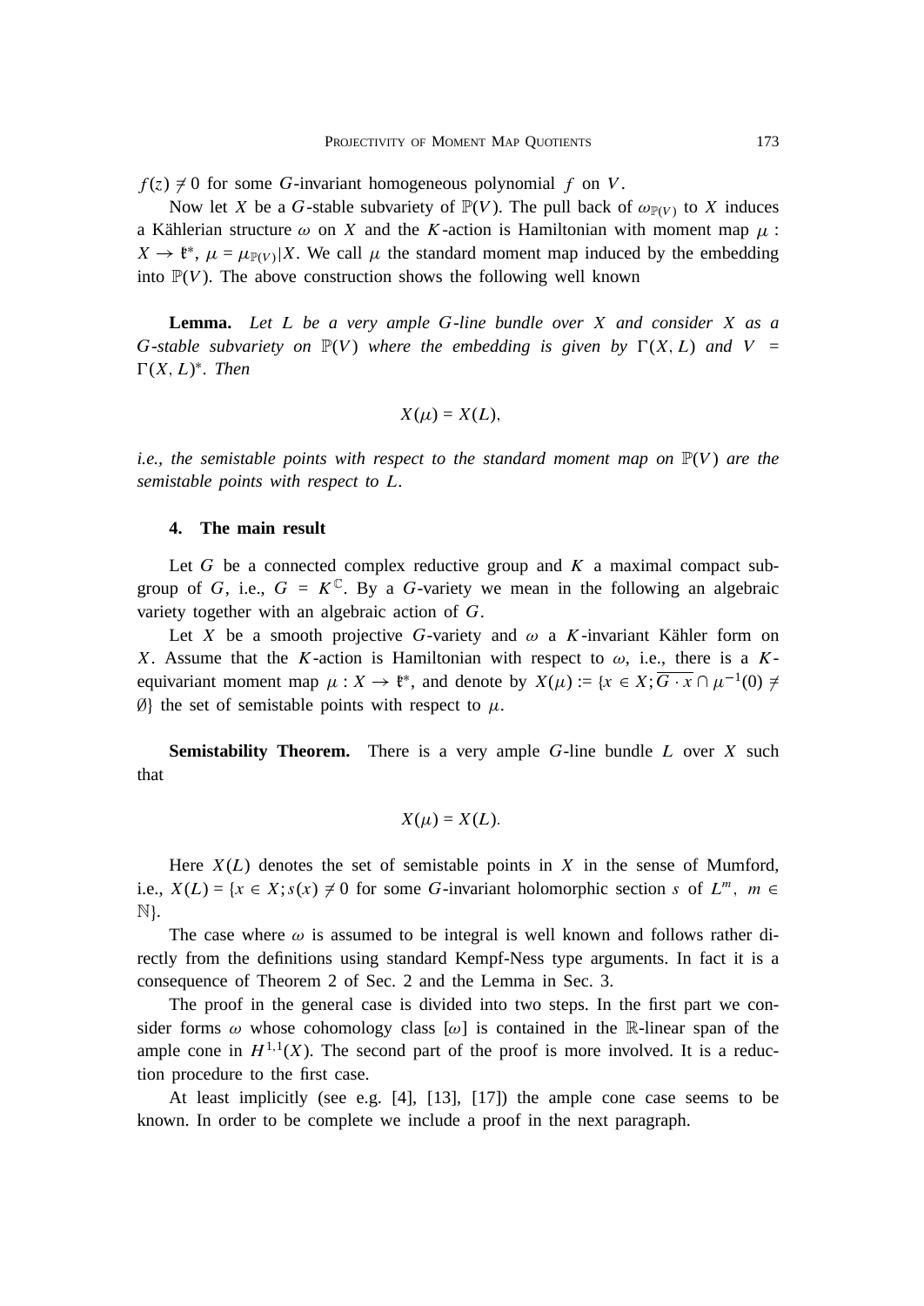$f(z) \neq 0$ for some $G$-invariant homogeneous polynomial $f$ on $V$.

Now let $X$ be a $G$-stable subvariety of $\mathbb{P}(V)$. The pull back of $\omega_{\mathbb{P}(V)}$ to $X$ induces a Kählerian structure $\omega$ on $X$ and the $K$-action is Hamiltonian with moment map $\mu : X \to \mathfrak{k}^*$, $\mu = \mu_{\mathbb{P}(V)}|X$. We call $\mu$ the standard moment map induced by the embedding into $\mathbb{P}(V)$. The above construction shows the following well known

**Lemma.** *Let $L$ be a very ample $G$-line bundle over $X$ and consider $X$ as a $G$-stable subvariety on $\mathbb{P}(V)$ where the embedding is given by $\Gamma(X, L)$ and $V = \Gamma(X, L)^*$. Then*

$$X(\mu) = X(L),$$

*i.e., the semistable points with respect to the standard moment map on $\mathbb{P}(V)$ are the semistable points with respect to $L$.*

## 4. The main result

Let $G$ be a connected complex reductive group and $K$ a maximal compact subgroup of $G$, i.e., $G = K^{\mathbb{C}}$. By a $G$-variety we mean in the following an algebraic variety together with an algebraic action of $G$.

Let $X$ be a smooth projective $G$-variety and $\omega$ a $K$-invariant Kähler form on $X$. Assume that the $K$-action is Hamiltonian with respect to $\omega$, i.e., there is a $K$-equivariant moment map $\mu : X \to \mathfrak{k}^*$, and denote by $X(\mu) := \{x \in X; \overline{G \cdot x} \cap \mu^{-1}(0) \neq \emptyset\}$ the set of semistable points with respect to $\mu$.

**Semistability Theorem.** There is a very ample $G$-line bundle $L$ over $X$ such that

$$X(\mu) = X(L).$$

Here $X(L)$ denotes the set of semistable points in $X$ in the sense of Mumford, i.e., $X(L) = \{x \in X; s(x) \neq 0$ for some $G$-invariant holomorphic section $s$ of $L^m$, $m \in \mathbb{N}\}$.

The case where $\omega$ is assumed to be integral is well known and follows rather directly from the definitions using standard Kempf-Ness type arguments. In fact it is a consequence of Theorem 2 of Sec. 2 and the Lemma in Sec. 3.

The proof in the general case is divided into two steps. In the first part we consider forms $\omega$ whose cohomology class $[\omega]$ is contained in the $\mathbb{R}$-linear span of the ample cone in $H^{1,1}(X)$. The second part of the proof is more involved. It is a reduction procedure to the first case.

At least implicitly (see e.g. [4], [13], [17]) the ample cone case seems to be known. In order to be complete we include a proof in the next paragraph.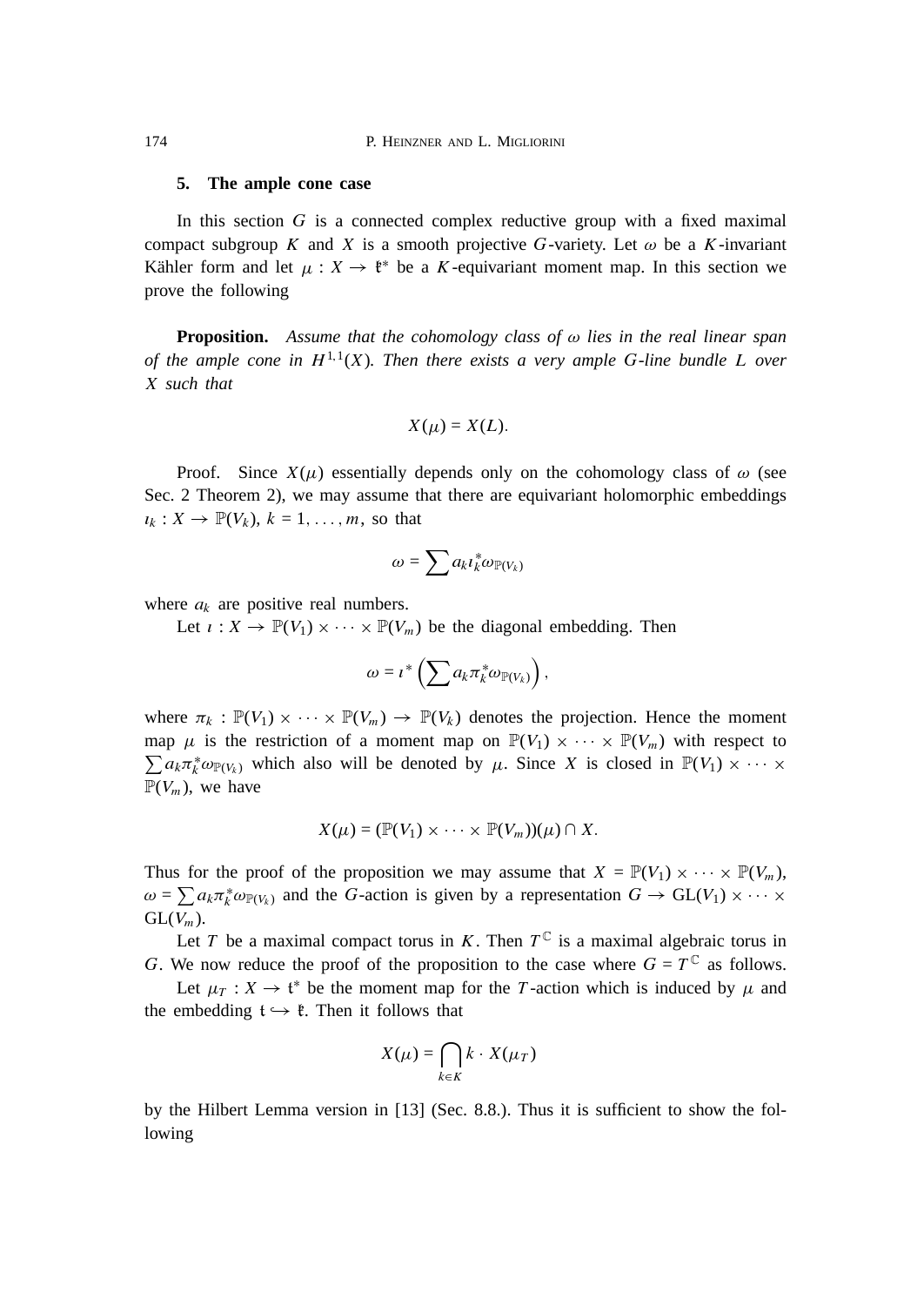## 5. The ample cone case

In this section $G$ is a connected complex reductive group with a fixed maximal compact subgroup $K$ and $X$ is a smooth projective $G$-variety. Let $\omega$ be a $K$-invariant Kähler form and let $\mu : X \to \mathfrak{k}^*$ be a $K$-equivariant moment map. In this section we prove the following

**Proposition.** *Assume that the cohomology class of $\omega$ lies in the real linear span of the ample cone in $H^{1,1}(X)$. Then there exists a very ample $G$-line bundle $L$ over $X$ such that*

$$X(\mu) = X(L).$$

Proof. Since $X(\mu)$ essentially depends only on the cohomology class of $\omega$ (see Sec. 2 Theorem 2), we may assume that there are equivariant holomorphic embeddings $\iota_k : X \to \mathbb{P}(V_k)$, $k = 1, \ldots, m$, so that

$$\omega = \sum a_k \iota_k^* \omega_{\mathbb{P}(V_k)}$$

where $a_k$ are positive real numbers.

Let $\iota : X \to \mathbb{P}(V_1) \times \cdots \times \mathbb{P}(V_m)$ be the diagonal embedding. Then

$$\omega = \iota^* \left( \sum a_k \pi_k^* \omega_{\mathbb{P}(V_k)} \right),$$

where $\pi_k : \mathbb{P}(V_1) \times \cdots \times \mathbb{P}(V_m) \to \mathbb{P}(V_k)$ denotes the projection. Hence the moment map $\mu$ is the restriction of a moment map on $\mathbb{P}(V_1) \times \cdots \times \mathbb{P}(V_m)$ with respect to $\sum a_k \pi_k^* \omega_{\mathbb{P}(V_k)}$ which also will be denoted by $\mu$. Since $X$ is closed in $\mathbb{P}(V_1) \times \cdots \times \mathbb{P}(V_m)$, we have

$$X(\mu) = (\mathbb{P}(V_1) \times \cdots \times \mathbb{P}(V_m))(\mu) \cap X.$$

Thus for the proof of the proposition we may assume that $X = \mathbb{P}(V_1) \times \cdots \times \mathbb{P}(V_m)$, $\omega = \sum a_k \pi_k^* \omega_{\mathbb{P}(V_k)}$ and the $G$-action is given by a representation $G \to \mathrm{GL}(V_1) \times \cdots \times \mathrm{GL}(V_m)$.

Let $T$ be a maximal compact torus in $K$. Then $T^{\mathbb{C}}$ is a maximal algebraic torus in $G$. We now reduce the proof of the proposition to the case where $G = T^{\mathbb{C}}$ as follows.

Let $\mu_T : X \to \mathfrak{t}^*$ be the moment map for the $T$-action which is induced by $\mu$ and the embedding $\mathfrak{t} \hookrightarrow \mathfrak{k}$. Then it follows that

$$X(\mu) = \bigcap_{k \in K} k \cdot X(\mu_T)$$

by the Hilbert Lemma version in [13] (Sec. 8.8.). Thus it is sufficient to show the following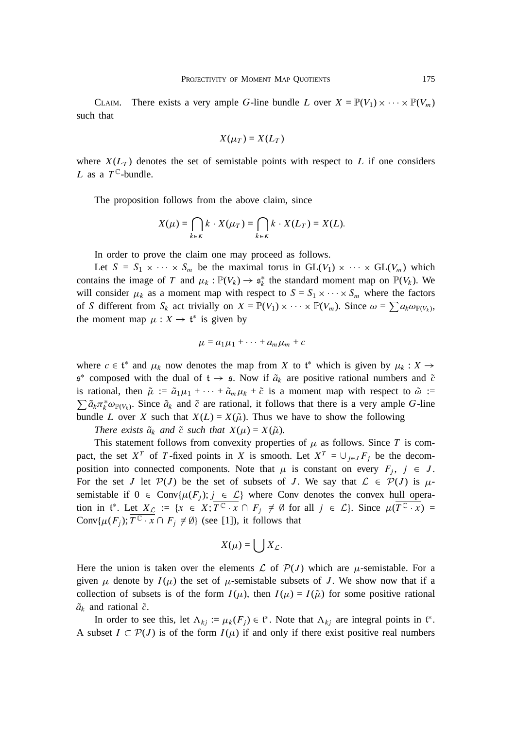Claim. There exists a very ample $G$-line bundle $L$ over $X = \mathbb{P}(V_1) \times \cdots \times \mathbb{P}(V_m)$ such that

$$X(\mu_T) = X(L_T)$$

where $X(L_T)$ denotes the set of semistable points with respect to $L$ if one considers $L$ as a $T^{\mathbb{C}}$-bundle.

The proposition follows from the above claim, since

$$X(\mu) = \bigcap_{k \in K} k \cdot X(\mu_T) = \bigcap_{k \in K} k \cdot X(L_T) = X(L).$$

In order to prove the claim one may proceed as follows.

Let $S = S_1 \times \cdots \times S_m$ be the maximal torus in $\mathrm{GL}(V_1) \times \cdots \times \mathrm{GL}(V_m)$ which contains the image of $T$ and $\mu_k : \mathbb{P}(V_k) \to \mathfrak{s}_k^*$ the standard moment map on $\mathbb{P}(V_k)$. We will consider $\mu_k$ as a moment map with respect to $S = S_1 \times \cdots \times S_m$ where the factors of $S$ different from $S_k$ act trivially on $X = \mathbb{P}(V_1) \times \cdots \times \mathbb{P}(V_m)$. Since $\omega = \sum a_k \omega_{\mathbb{P}(V_k)}$, the moment map $\mu : X \to \mathfrak{t}^*$ is given by

$$\mu = a_1 \mu_1 + \cdots + a_m \mu_m + c$$

where $c \in \mathfrak{t}^*$ and $\mu_k$ now denotes the map from $X$ to $\mathfrak{t}^*$ which is given by $\mu_k : X \to \mathfrak{s}^*$ composed with the dual of $\mathfrak{t} \to \mathfrak{s}$. Now if $\tilde{a}_k$ are positive rational numbers and $\tilde{c}$ is rational, then $\tilde{\mu} := \tilde{a}_1 \mu_1 + \cdots + \tilde{a}_m \mu_k + \tilde{c}$ is a moment map with respect to $\tilde{\omega} := \sum \tilde{a}_k \pi_k^* \omega_{\mathbb{P}(V_k)}$. Since $\tilde{a}_k$ and $\tilde{c}$ are rational, it follows that there is a very ample $G$-line bundle $L$ over $X$ such that $X(L) = X(\tilde{\mu})$. Thus we have to show the following

*There exists $\tilde{a}_k$ and $\tilde{c}$ such that $X(\mu) = X(\tilde{\mu})$.*

This statement follows from convexity properties of $\mu$ as follows. Since $T$ is compact, the set $X^T$ of $T$-fixed points in $X$ is smooth. Let $X^T = \cup_{j \in J} F_j$ be the decomposition into connected components. Note that $\mu$ is constant on every $F_j$, $j \in J$. For the set $J$ let $\mathcal{P}(J)$ be the set of subsets of $J$. We say that $\mathcal{L} \in \mathcal{P}(J)$ is $\mu$-semistable if $0 \in \mathrm{Conv}\{\mu(F_j); j \in \mathcal{L}\}$ where Conv denotes the convex hull operation in $\mathfrak{t}^*$. Let $X_{\mathcal{L}} := \{x \in X; \overline{T^{\mathbb{C}} \cdot x} \cap F_j \neq \emptyset \text{ for all } j \in \mathcal{L}\}$. Since $\mu(\overline{T^{\mathbb{C}} \cdot x}) = \mathrm{Conv}\{\mu(F_j); \overline{T^{\mathbb{C}} \cdot x} \cap F_j \neq \emptyset\}$ (see [1]), it follows that

$$X(\mu) = \bigcup X_{\mathcal{L}}.$$

Here the union is taken over the elements $\mathcal{L}$ of $\mathcal{P}(J)$ which are $\mu$-semistable. For a given $\mu$ denote by $I(\mu)$ the set of $\mu$-semistable subsets of $J$. We show now that if a collection of subsets is of the form $I(\mu)$, then $I(\mu) = I(\tilde{\mu})$ for some positive rational $\tilde{a}_k$ and rational $\tilde{c}$.

In order to see this, let $\Lambda_{kj} := \mu_k(F_j) \in \mathfrak{t}^*$. Note that $\Lambda_{kj}$ are integral points in $\mathfrak{t}^*$. A subset $I \subset \mathcal{P}(J)$ is of the form $I(\mu)$ if and only if there exist positive real numbers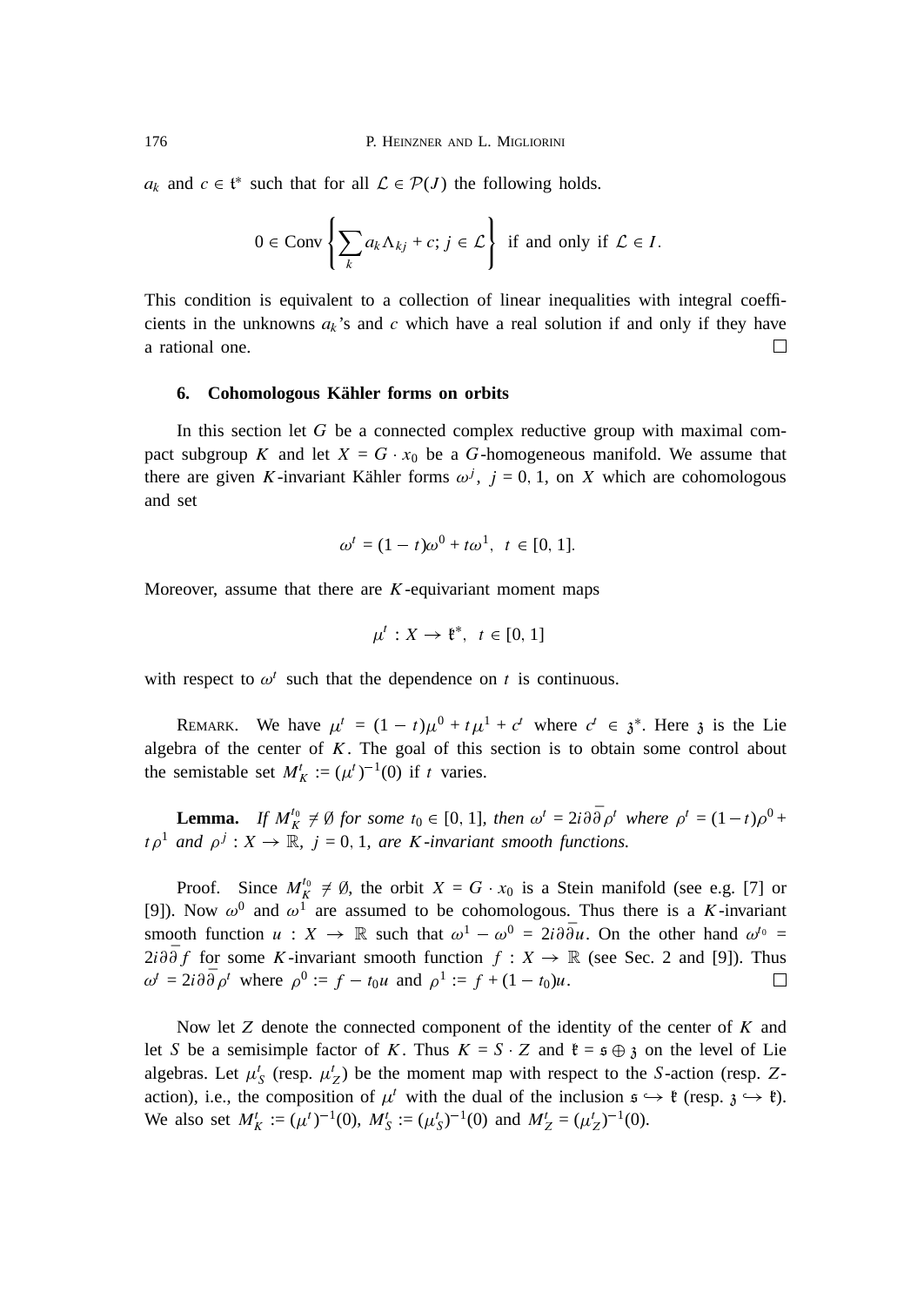$a_k$ and $c \in \mathfrak{t}^*$ such that for all $\mathcal{L} \in \mathcal{P}(J)$ the following holds.

$$0 \in \operatorname{Conv}\left\{\sum_k a_k \Lambda_{kj} + c;\ j \in \mathcal{L}\right\} \text{ if and only if } \mathcal{L} \in I.$$

This condition is equivalent to a collection of linear inequalities with integral coefficients in the unknowns $a_k$'s and $c$ which have a real solution if and only if they have a rational one. □

## 6. Cohomologous Kähler forms on orbits

In this section let $G$ be a connected complex reductive group with maximal compact subgroup $K$ and let $X = G \cdot x_0$ be a $G$-homogeneous manifold. We assume that there are given $K$-invariant Kähler forms $\omega^j$, $j = 0, 1$, on $X$ which are cohomologous and set

$$\omega^t = (1-t)\omega^0 + t\omega^1, \quad t \in [0, 1].$$

Moreover, assume that there are $K$-equivariant moment maps

$$\mu^t : X \to \mathfrak{k}^*, \quad t \in [0, 1]$$

with respect to $\omega^t$ such that the dependence on $t$ is continuous.

Remark. We have $\mu^t = (1-t)\mu^0 + t\mu^1 + c^t$ where $c^t \in \mathfrak{z}^*$. Here $\mathfrak{z}$ is the Lie algebra of the center of $K$. The goal of this section is to obtain some control about the semistable set $M^t_K := (\mu^t)^{-1}(0)$ if $t$ varies.

**Lemma.** *If $M^{t_0}_K \neq \emptyset$ for some $t_0 \in [0, 1]$, then $\omega^t = 2i\partial\bar{\partial}\rho^t$ where $\rho^t = (1-t)\rho^0 + t\rho^1$ and $\rho^j : X \to \mathbb{R}$, $j = 0, 1$, are $K$-invariant smooth functions.*

Proof. Since $M^{t_0}_K \neq \emptyset$, the orbit $X = G \cdot x_0$ is a Stein manifold (see e.g. [7] or [9]). Now $\omega^0$ and $\omega^1$ are assumed to be cohomologous. Thus there is a $K$-invariant smooth function $u : X \to \mathbb{R}$ such that $\omega^1 - \omega^0 = 2i\partial\bar{\partial}u$. On the other hand $\omega^{t_0} = 2i\partial\bar{\partial}f$ for some $K$-invariant smooth function $f : X \to \mathbb{R}$ (see Sec. 2 and [9]). Thus $\omega^t = 2i\partial\bar{\partial}\rho^t$ where $\rho^0 := f - t_0 u$ and $\rho^1 := f + (1-t_0)u$. □

Now let $Z$ denote the connected component of the identity of the center of $K$ and let $S$ be a semisimple factor of $K$. Thus $K = S \cdot Z$ and $\mathfrak{k} = \mathfrak{s} \oplus \mathfrak{z}$ on the level of Lie algebras. Let $\mu^t_S$ (resp. $\mu^t_Z$) be the moment map with respect to the $S$-action (resp. $Z$-action), i.e., the composition of $\mu^t$ with the dual of the inclusion $\mathfrak{s} \hookrightarrow \mathfrak{k}$ (resp. $\mathfrak{z} \hookrightarrow \mathfrak{k}$). We also set $M^t_K := (\mu^t)^{-1}(0)$, $M^t_S := (\mu^t_S)^{-1}(0)$ and $M^t_Z = (\mu^t_Z)^{-1}(0)$.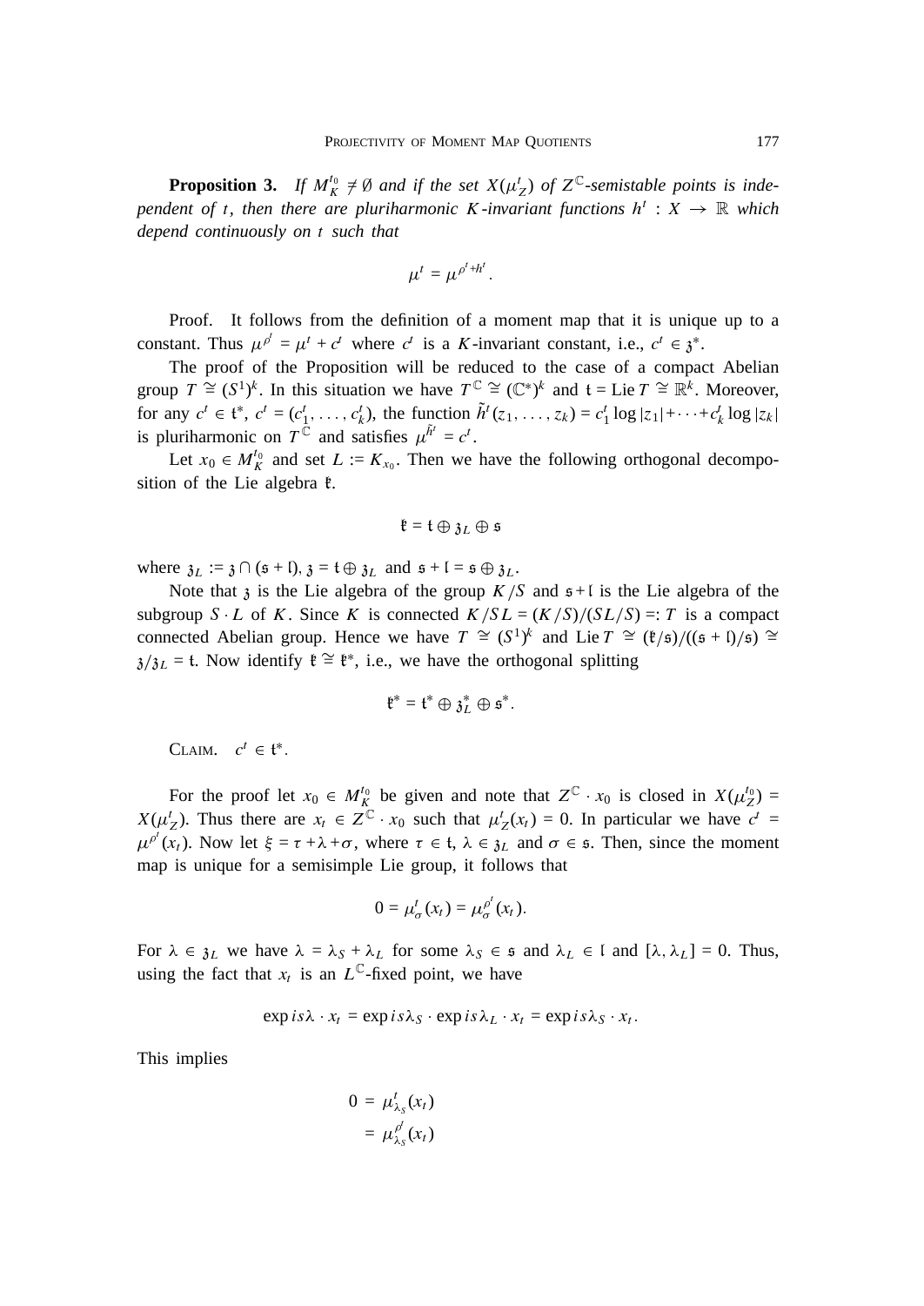**Proposition 3.** *If $M_K^{t_0} \neq \emptyset$ and if the set $X(\mu_Z^t)$ of $Z^{\mathbb{C}}$-semistable points is independent of $t$, then there are pluriharmonic $K$-invariant functions $h^t : X \to \mathbb{R}$ which depend continuously on $t$ such that*

$$\mu^t = \mu^{\rho^t + h^t}.$$

Proof. It follows from the definition of a moment map that it is unique up to a constant. Thus $\mu^{\rho^t} = \mu^t + c^t$ where $c^t$ is a $K$-invariant constant, i.e., $c^t \in \mathfrak{z}^*$.

The proof of the Proposition will be reduced to the case of a compact Abelian group $T \cong (S^1)^k$. In this situation we have $T^{\mathbb{C}} \cong (\mathbb{C}^*)^k$ and $\mathfrak{t} = \operatorname{Lie} T \cong \mathbb{R}^k$. Moreover, for any $c^t \in \mathfrak{t}^*$, $c^t = (c_1^t, \ldots, c_k^t)$, the function $\tilde{h}^t(z_1, \ldots, z_k) = c_1^t \log |z_1| + \cdots + c_k^t \log |z_k|$ is pluriharmonic on $T^{\mathbb{C}}$ and satisfies $\mu^{\tilde{h}^t} = c^t$.

Let $x_0 \in M_K^{t_0}$ and set $L := K_{x_0}$. Then we have the following orthogonal decomposition of the Lie algebra $\mathfrak{k}$.

$$\mathfrak{k} = \mathfrak{t} \oplus \mathfrak{z}_L \oplus \mathfrak{s}$$

where $\mathfrak{z}_L := \mathfrak{z} \cap (\mathfrak{s} + \mathfrak{l})$, $\mathfrak{z} = \mathfrak{t} \oplus \mathfrak{z}_L$ and $\mathfrak{s} + \mathfrak{l} = \mathfrak{s} \oplus \mathfrak{z}_L$.

Note that $\mathfrak{z}$ is the Lie algebra of the group $K/S$ and $\mathfrak{s} + \mathfrak{l}$ is the Lie algebra of the subgroup $S \cdot L$ of $K$. Since $K$ is connected $K/SL = (K/S)/(SL/S) =: T$ is a compact connected Abelian group. Hence we have $T \cong (S^1)^k$ and $\operatorname{Lie} T \cong (\mathfrak{k}/\mathfrak{s})/((\mathfrak{s} + \mathfrak{l})/\mathfrak{s}) \cong \mathfrak{z}/\mathfrak{z}_L = \mathfrak{t}$. Now identify $\mathfrak{k} \cong \mathfrak{k}^*$, i.e., we have the orthogonal splitting

$$\mathfrak{k}^* = \mathfrak{t}^* \oplus \mathfrak{z}_L^* \oplus \mathfrak{s}^*.$$

Claim. $c^t \in \mathfrak{t}^*$.

For the proof let $x_0 \in M_K^{t_0}$ be given and note that $Z^{\mathbb{C}} \cdot x_0$ is closed in $X(\mu_Z^{t_0}) = X(\mu_Z^t)$. Thus there are $x_t \in Z^{\mathbb{C}} \cdot x_0$ such that $\mu_Z^t(x_t) = 0$. In particular we have $c^t = \mu^{\rho^t}(x_t)$. Now let $\xi = \tau + \lambda + \sigma$, where $\tau \in \mathfrak{t}$, $\lambda \in \mathfrak{z}_L$ and $\sigma \in \mathfrak{s}$. Then, since the moment map is unique for a semisimple Lie group, it follows that

$$0 = \mu_\sigma^t(x_t) = \mu_\sigma^{\rho^t}(x_t).$$

For $\lambda \in \mathfrak{z}_L$ we have $\lambda = \lambda_S + \lambda_L$ for some $\lambda_S \in \mathfrak{s}$ and $\lambda_L \in \mathfrak{l}$ and $[\lambda, \lambda_L] = 0$. Thus, using the fact that $x_t$ is an $L^{\mathbb{C}}$-fixed point, we have

$$\exp is\lambda \cdot x_t = \exp is\lambda_S \cdot \exp is\lambda_L \cdot x_t = \exp is\lambda_S \cdot x_t.$$

This implies

$$\begin{aligned} 0 &= \mu_{\lambda_S}^t(x_t) \\ &= \mu_{\lambda_S}^{\rho^t}(x_t) \end{aligned}$$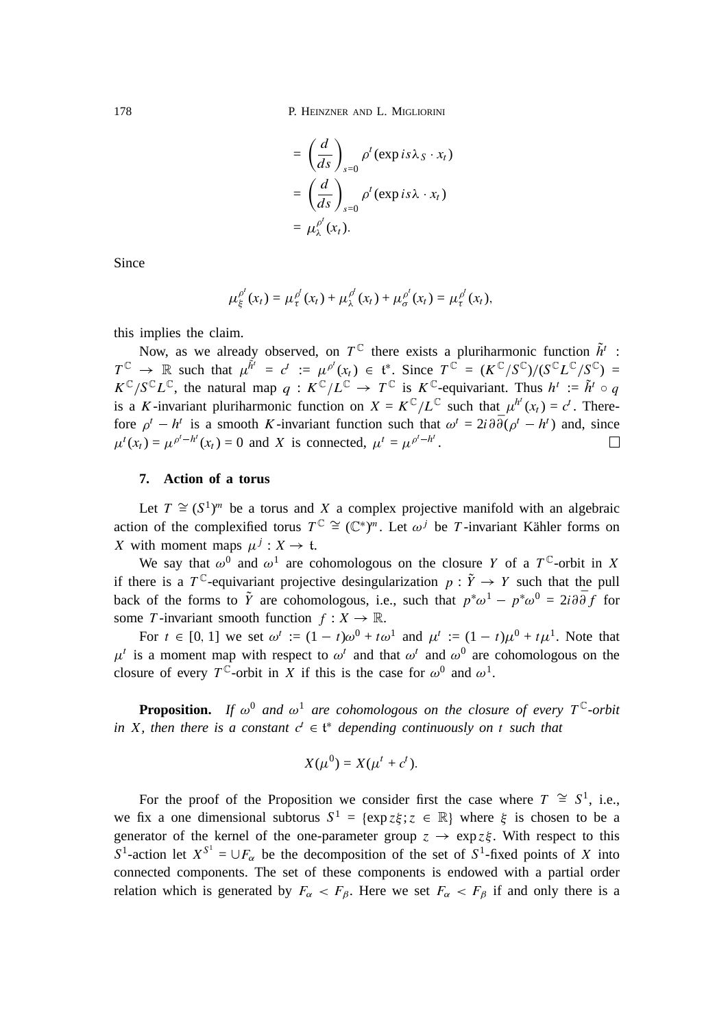$$= \left(\frac{d}{ds}\right)_{s=0} \rho^t(\exp is\lambda_S \cdot x_t)$$
$$= \left(\frac{d}{ds}\right)_{s=0} \rho^t(\exp is\lambda \cdot x_t)$$
$$= \mu_\lambda^{\rho^t}(x_t).$$

Since

$$\mu_\xi^{\rho^t}(x_t) = \mu_\tau^{\rho^t}(x_t) + \mu_\lambda^{\rho^t}(x_t) + \mu_\sigma^{\rho^t}(x_t) = \mu_\tau^{\rho^t}(x_t),$$

this implies the claim.

Now, as we already observed, on $T^{\mathbb{C}}$ there exists a pluriharmonic function $\tilde{h}^t : T^{\mathbb{C}} \to \mathbb{R}$ such that $\mu^{\tilde{h}^t} = c^t := \mu^{\rho^t}(x_t) \in \mathfrak{t}^*$. Since $T^{\mathbb{C}} = (K^{\mathbb{C}}/S^{\mathbb{C}})/(S^{\mathbb{C}}L^{\mathbb{C}}/S^{\mathbb{C}}) = K^{\mathbb{C}}/S^{\mathbb{C}}L^{\mathbb{C}}$, the natural map $q : K^{\mathbb{C}}/L^{\mathbb{C}} \to T^{\mathbb{C}}$ is $K^{\mathbb{C}}$-equivariant. Thus $h^t := \tilde{h}^t \circ q$ is a $K$-invariant pluriharmonic function on $X = K^{\mathbb{C}}/L^{\mathbb{C}}$ such that $\mu^{h^t}(x_t) = c^t$. Therefore $\rho^t - h^t$ is a smooth $K$-invariant function such that $\omega^t = 2i\partial\bar{\partial}(\rho^t - h^t)$ and, since $\mu^t(x_t) = \mu^{\rho^t - h^t}(x_t) = 0$ and $X$ is connected, $\mu^t = \mu^{\rho^t - h^t}$. □

## 7. Action of a torus

Let $T \cong (S^1)^m$ be a torus and $X$ a complex projective manifold with an algebraic action of the complexified torus $T^{\mathbb{C}} \cong (\mathbb{C}^*)^m$. Let $\omega^j$ be $T$-invariant Kähler forms on $X$ with moment maps $\mu^j : X \to \mathfrak{t}$.

We say that $\omega^0$ and $\omega^1$ are cohomologous on the closure $Y$ of a $T^{\mathbb{C}}$-orbit in $X$ if there is a $T^{\mathbb{C}}$-equivariant projective desingularization $p : \tilde{Y} \to Y$ such that the pull back of the forms to $\tilde{Y}$ are cohomologous, i.e., such that $p^*\omega^1 - p^*\omega^0 = 2i\partial\bar{\partial} f$ for some $T$-invariant smooth function $f : X \to \mathbb{R}$.

For $t \in [0,1]$ we set $\omega^t := (1-t)\omega^0 + t\omega^1$ and $\mu^t := (1-t)\mu^0 + t\mu^1$. Note that $\mu^t$ is a moment map with respect to $\omega^t$ and that $\omega^t$ and $\omega^0$ are cohomologous on the closure of every $T^{\mathbb{C}}$-orbit in $X$ if this is the case for $\omega^0$ and $\omega^1$.

**Proposition.** *If $\omega^0$ and $\omega^1$ are cohomologous on the closure of every $T^{\mathbb{C}}$-orbit in $X$, then there is a constant $c^t \in \mathfrak{t}^*$ depending continuously on $t$ such that*

$$X(\mu^0) = X(\mu^t + c^t).$$

For the proof of the Proposition we consider first the case where $T \cong S^1$, i.e., we fix a one dimensional subtorus $S^1 = \{\exp z\xi; z \in \mathbb{R}\}$ where $\xi$ is chosen to be a generator of the kernel of the one-parameter group $z \to \exp z\xi$. With respect to this $S^1$-action let $X^{S^1} = \cup F_\alpha$ be the decomposition of the set of $S^1$-fixed points of $X$ into connected components. The set of these components is endowed with a partial order relation which is generated by $F_\alpha < F_\beta$. Here we set $F_\alpha < F_\beta$ if and only there is a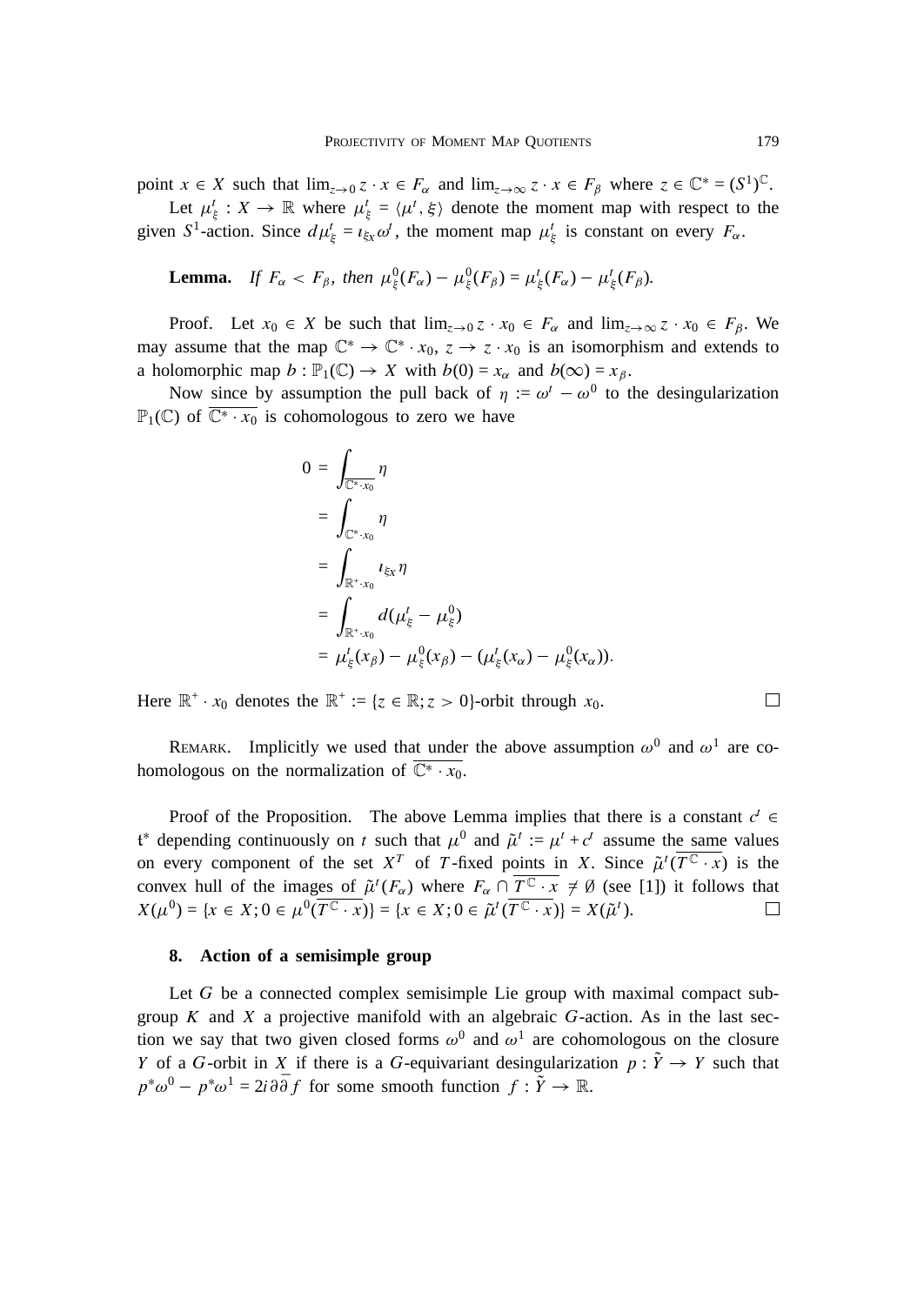point $x \in X$ such that $\lim_{z \to 0} z \cdot x \in F_\alpha$ and $\lim_{z \to \infty} z \cdot x \in F_\beta$ where $z \in \mathbb{C}^* = (S^1)^{\mathbb{C}}$.

Let $\mu_\xi^t : X \to \mathbb{R}$ where $\mu_\xi^t = \langle \mu^t, \xi \rangle$ denote the moment map with respect to the given $S^1$-action. Since $d\mu_\xi^t = \iota_{\xi_X} \omega^t$, the moment map $\mu_\xi^t$ is constant on every $F_\alpha$.

**Lemma.** *If $F_\alpha < F_\beta$, then $\mu_\xi^0(F_\alpha) - \mu_\xi^0(F_\beta) = \mu_\xi^t(F_\alpha) - \mu_\xi^t(F_\beta)$.*

Proof. Let $x_0 \in X$ be such that $\lim_{z \to 0} z \cdot x_0 \in F_\alpha$ and $\lim_{z \to \infty} z \cdot x_0 \in F_\beta$. We may assume that the map $\mathbb{C}^* \to \mathbb{C}^* \cdot x_0$, $z \to z \cdot x_0$ is an isomorphism and extends to a holomorphic map $b : \mathbb{P}_1(\mathbb{C}) \to X$ with $b(0) = x_\alpha$ and $b(\infty) = x_\beta$.

Now since by assumption the pull back of $\eta := \omega^t - \omega^0$ to the desingularization $\mathbb{P}_1(\mathbb{C})$ of $\overline{\mathbb{C}^* \cdot x_0}$ is cohomologous to zero we have

$$
\begin{aligned}
0 &= \int_{\overline{\mathbb{C}^* \cdot x_0}} \eta \\
&= \int_{\mathbb{C}^* \cdot x_0} \eta \\
&= \int_{\mathbb{R}^+ \cdot x_0} \iota_{\xi_X} \eta \\
&= \int_{\mathbb{R}^+ \cdot x_0} d(\mu_\xi^t - \mu_\xi^0) \\
&= \mu_\xi^t(x_\beta) - \mu_\xi^0(x_\beta) - (\mu_\xi^t(x_\alpha) - \mu_\xi^0(x_\alpha)).
\end{aligned}
$$

Here $\mathbb{R}^+ \cdot x_0$ denotes the $\mathbb{R}^+ := \{z \in \mathbb{R}; z > 0\}$-orbit through $x_0$. $\square$

Remark. Implicitly we used that under the above assumption $\omega^0$ and $\omega^1$ are cohomologous on the normalization of $\overline{\mathbb{C}^* \cdot x_0}$.

Proof of the Proposition. The above Lemma implies that there is a constant $c^t \in \mathfrak{t}^*$ depending continuously on $t$ such that $\mu^0$ and $\tilde{\mu}^t := \mu^t + c^t$ assume the same values on every component of the set $X^T$ of $T$-fixed points in $X$. Since $\tilde{\mu}^t(\overline{T^{\mathbb{C}} \cdot x})$ is the convex hull of the images of $\tilde{\mu}^t(F_\alpha)$ where $F_\alpha \cap \overline{T^{\mathbb{C}} \cdot x} \neq \emptyset$ (see [1]) it follows that $X(\mu^0) = \{x \in X; 0 \in \mu^0(\overline{T^{\mathbb{C}} \cdot x})\} = \{x \in X; 0 \in \tilde{\mu}^t(\overline{T^{\mathbb{C}} \cdot x})\} = X(\tilde{\mu}^t)$. $\square$

## 8. Action of a semisimple group

Let $G$ be a connected complex semisimple Lie group with maximal compact subgroup $K$ and $X$ a projective manifold with an algebraic $G$-action. As in the last section we say that two given closed forms $\omega^0$ and $\omega^1$ are cohomologous on the closure $Y$ of a $G$-orbit in $X$ if there is a $G$-equivariant desingularization $p : \tilde{Y} \to Y$ such that $p^*\omega^0 - p^*\omega^1 = 2i\partial\bar{\partial} f$ for some smooth function $f : \tilde{Y} \to \mathbb{R}$.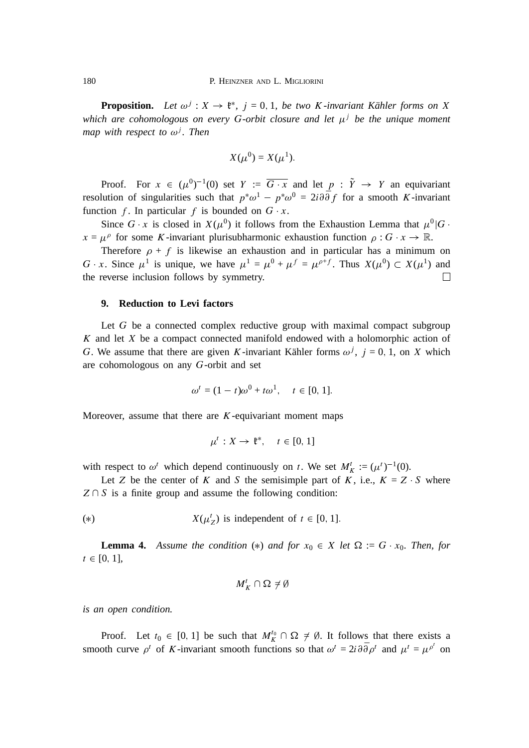**Proposition.** *Let $\omega^j : X \to \mathfrak{k}^*$, $j = 0, 1$, be two $K$-invariant Kähler forms on $X$ which are cohomologous on every $G$-orbit closure and let $\mu^j$ be the unique moment map with respect to $\omega^j$. Then*

$$X(\mu^0) = X(\mu^1).$$

Proof. For $x \in (\mu^0)^{-1}(0)$ set $Y := \overline{G \cdot x}$ and let $p : \tilde{Y} \to Y$ an equivariant resolution of singularities such that $p^*\omega^1 - p^*\omega^0 = 2i\partial\bar{\partial} f$ for a smooth $K$-invariant function $f$. In particular $f$ is bounded on $G \cdot x$.

Since $G \cdot x$ is closed in $X(\mu^0)$ it follows from the Exhaustion Lemma that $\mu^0|G \cdot x = \mu^\rho$ for some $K$-invariant plurisubharmonic exhaustion function $\rho : G \cdot x \to \mathbb{R}$.

Therefore $\rho + f$ is likewise an exhaustion and in particular has a minimum on $G \cdot x$. Since $\mu^1$ is unique, we have $\mu^1 = \mu^0 + \mu^f = \mu^{\rho+f}$. Thus $X(\mu^0) \subset X(\mu^1)$ and the reverse inclusion follows by symmetry. □

## 9. Reduction to Levi factors

Let $G$ be a connected complex reductive group with maximal compact subgroup $K$ and let $X$ be a compact connected manifold endowed with a holomorphic action of $G$. We assume that there are given $K$-invariant Kähler forms $\omega^j$, $j = 0, 1$, on $X$ which are cohomologous on any $G$-orbit and set

$$\omega^t = (1-t)\omega^0 + t\omega^1, \quad t \in [0, 1].$$

Moreover, assume that there are $K$-equivariant moment maps

$$\mu^t : X \to \mathfrak{k}^*, \quad t \in [0, 1]$$

with respect to $\omega^t$ which depend continuously on $t$. We set $M_K^t := (\mu^t)^{-1}(0)$.

Let $Z$ be the center of $K$ and $S$ the semisimple part of $K$, i.e., $K = Z \cdot S$ where $Z \cap S$ is a finite group and assume the following condition:

$$(*) \qquad X(\mu_Z^t) \text{ is independent of } t \in [0, 1].$$

**Lemma 4.** *Assume the condition $(*)$ and for $x_0 \in X$ let $\Omega := G \cdot x_0$. Then, for $t \in [0, 1]$,*

$$M_K^t \cap \Omega \neq \emptyset$$

*is an open condition.*

Proof. Let $t_0 \in [0, 1]$ be such that $M_K^{t_0} \cap \Omega \neq \emptyset$. It follows that there exists a smooth curve $\rho^t$ of $K$-invariant smooth functions so that $\omega^t = 2i\partial\bar{\partial}\rho^t$ and $\mu^t = \mu^{\rho^t}$ on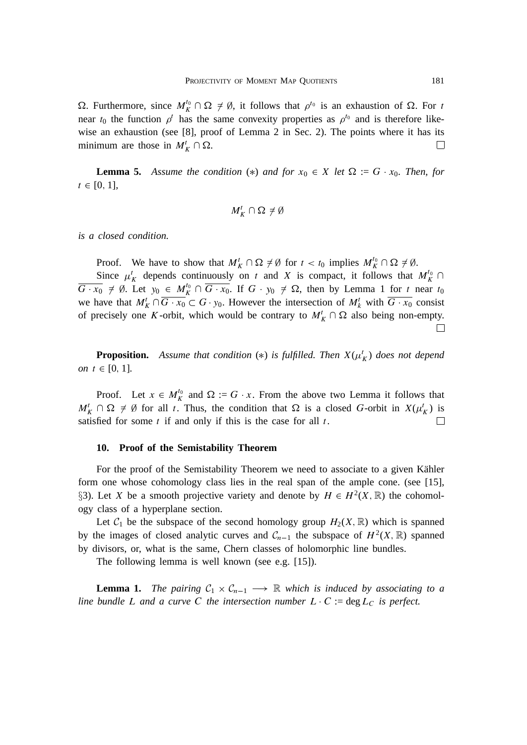$\Omega$. Furthermore, since $M_K^{t_0} \cap \Omega \neq \emptyset$, it follows that $\rho^{t_0}$ is an exhaustion of $\Omega$. For $t$ near $t_0$ the function $\rho^t$ has the same convexity properties as $\rho^{t_0}$ and is therefore likewise an exhaustion (see [8], proof of Lemma 2 in Sec. 2). The points where it has its minimum are those in $M_K^t \cap \Omega$. $\square$

**Lemma 5.** *Assume the condition* $(*)$ *and for* $x_0 \in X$ *let* $\Omega := G \cdot x_0$. *Then, for* $t \in [0, 1]$,

$$M_K^t \cap \Omega \neq \emptyset$$

*is a closed condition.*

Proof. We have to show that $M_K^t \cap \Omega \neq \emptyset$ for $t < t_0$ implies $M_K^{t_0} \cap \Omega \neq \emptyset$.

Since $\mu_K^t$ depends continuously on $t$ and $X$ is compact, it follows that $M_K^{t_0} \cap \overline{G \cdot x_0} \neq \emptyset$. Let $y_0 \in M_K^{t_0} \cap \overline{G \cdot x_0}$. If $G \cdot y_0 \neq \Omega$, then by Lemma 1 for $t$ near $t_0$ we have that $M_K^t \cap \overline{G \cdot x_0} \subset G \cdot y_0$. However the intersection of $M_k^t$ with $\overline{G \cdot x_0}$ consist of precisely one $K$-orbit, which would be contrary to $M_K^t \cap \Omega$ also being non-empty. $\square$

**Proposition.** *Assume that condition* $(*)$ *is fulfilled. Then* $X(\mu_K^t)$ *does not depend on* $t \in [0, 1]$.

Proof. Let $x \in M_K^{t_0}$ and $\Omega := G \cdot x$. From the above two Lemma it follows that $M_K^t \cap \Omega \neq \emptyset$ for all $t$. Thus, the condition that $\Omega$ is a closed $G$-orbit in $X(\mu_K^t)$ is satisfied for some $t$ if and only if this is the case for all $t$. $\square$

## 10. Proof of the Semistability Theorem

For the proof of the Semistability Theorem we need to associate to a given Kähler form one whose cohomology class lies in the real span of the ample cone. (see [15], §3). Let $X$ be a smooth projective variety and denote by $H \in H^2(X, \mathbb{R})$ the cohomology class of a hyperplane section.

Let $\mathcal{C}_1$ be the subspace of the second homology group $H_2(X, \mathbb{R})$ which is spanned by the images of closed analytic curves and $\mathcal{C}_{n-1}$ the subspace of $H^2(X, \mathbb{R})$ spanned by divisors, or, what is the same, Chern classes of holomorphic line bundles.

The following lemma is well known (see e.g. [15]).

**Lemma 1.** *The pairing* $\mathcal{C}_1 \times \mathcal{C}_{n-1} \longrightarrow \mathbb{R}$ *which is induced by associating to a line bundle* $L$ *and a curve* $C$ *the intersection number* $L \cdot C := \deg L_C$ *is perfect.*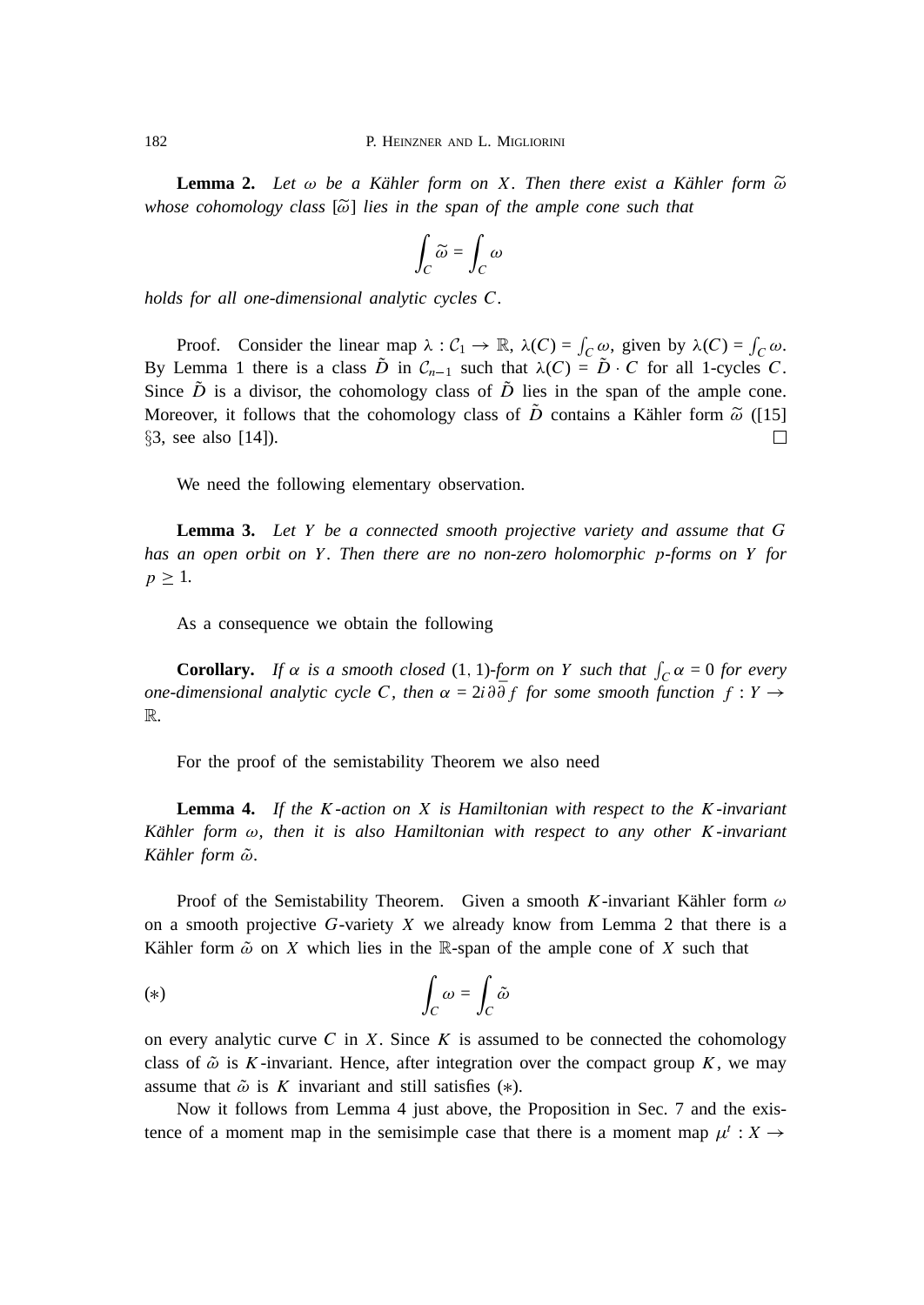**Lemma 2.** *Let $\omega$ be a Kähler form on $X$. Then there exist a Kähler form $\widetilde{\omega}$ whose cohomology class $[\widetilde{\omega}]$ lies in the span of the ample cone such that*

$$\int_C \widetilde{\omega} = \int_C \omega$$

*holds for all one-dimensional analytic cycles $C$.*

Proof. Consider the linear map $\lambda : \mathcal{C}_1 \to \mathbb{R}$, $\lambda(C) = \int_C \omega$, given by $\lambda(C) = \int_C \omega$. By Lemma 1 there is a class $\tilde{D}$ in $\mathcal{C}_{n-1}$ such that $\lambda(C) = \tilde{D} \cdot C$ for all 1-cycles $C$. Since $\tilde{D}$ is a divisor, the cohomology class of $\tilde{D}$ lies in the span of the ample cone. Moreover, it follows that the cohomology class of $\tilde{D}$ contains a Kähler form $\widetilde{\omega}$ ([15] §3, see also [14]). □

We need the following elementary observation.

**Lemma 3.** *Let $Y$ be a connected smooth projective variety and assume that $G$ has an open orbit on $Y$. Then there are no non-zero holomorphic $p$-forms on $Y$ for $p \geq 1$.*

As a consequence we obtain the following

**Corollary.** *If $\alpha$ is a smooth closed $(1, 1)$-form on $Y$ such that $\int_C \alpha = 0$ for every one-dimensional analytic cycle $C$, then $\alpha = 2i\partial\bar{\partial} f$ for some smooth function $f : Y \to \mathbb{R}$.*

For the proof of the semistability Theorem we also need

**Lemma 4.** *If the $K$-action on $X$ is Hamiltonian with respect to the $K$-invariant Kähler form $\omega$, then it is also Hamiltonian with respect to any other $K$-invariant Kähler form $\tilde{\omega}$.*

Proof of the Semistability Theorem. Given a smooth $K$-invariant Kähler form $\omega$ on a smooth projective $G$-variety $X$ we already know from Lemma 2 that there is a Kähler form $\tilde{\omega}$ on $X$ which lies in the $\mathbb{R}$-span of the ample cone of $X$ such that

$$(*) \qquad \int_C \omega = \int_C \tilde{\omega}$$

on every analytic curve $C$ in $X$. Since $K$ is assumed to be connected the cohomology class of $\tilde{\omega}$ is $K$-invariant. Hence, after integration over the compact group $K$, we may assume that $\tilde{\omega}$ is $K$ invariant and still satisfies $(*)$.

Now it follows from Lemma 4 just above, the Proposition in Sec. 7 and the existence of a moment map in the semisimple case that there is a moment map $\mu' : X \to$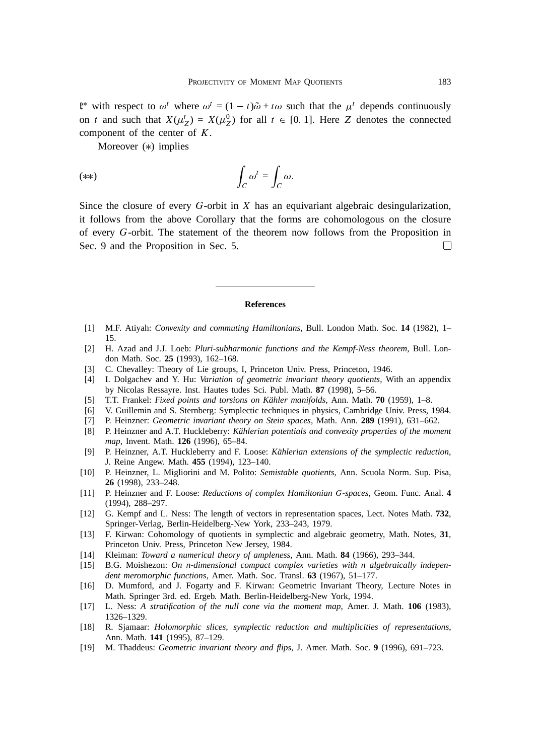$\mathfrak{k}^*$ with respect to $\omega^t$ where $\omega^t = (1-t)\tilde{\omega} + t\omega$ such that the $\mu^t$ depends continuously on $t$ and such that $X(\mu^t_Z) = X(\mu^0_Z)$ for all $t \in [0,1]$. Here $Z$ denotes the connected component of the center of $K$.

Moreover (∗) implies

$$(**) \qquad \int_C \omega^t = \int_C \omega.$$

Since the closure of every $G$-orbit in $X$ has an equivariant algebraic desingularization, it follows from the above Corollary that the forms are cohomologous on the closure of every $G$-orbit. The statement of the theorem now follows from the Proposition in Sec. 9 and the Proposition in Sec. 5. □

---

**References**

[1] M.F. Atiyah: *Convexity and commuting Hamiltonians*, Bull. London Math. Soc. **14** (1982), 1–15.

[2] H. Azad and J.J. Loeb: *Pluri-subharmonic functions and the Kempf-Ness theorem*, Bull. London Math. Soc. **25** (1993), 162–168.

[3] C. Chevalley: Theory of Lie groups, I, Princeton Univ. Press, Princeton, 1946.

[4] I. Dolgachev and Y. Hu: *Variation of geometric invariant theory quotients*, With an appendix by Nicolas Ressayre. Inst. Hautes tudes Sci. Publ. Math. **87** (1998), 5–56.

[5] T.T. Frankel: *Fixed points and torsions on Kähler manifolds*, Ann. Math. **70** (1959), 1–8.

[6] V. Guillemin and S. Sternberg: Symplectic techniques in physics, Cambridge Univ. Press, 1984.

[7] P. Heinzner: *Geometric invariant theory on Stein spaces*, Math. Ann. **289** (1991), 631–662.

[8] P. Heinzner and A.T. Huckleberry: *Kählerian potentials and convexity properties of the moment map*, Invent. Math. **126** (1996), 65–84.

[9] P. Heinzner, A.T. Huckleberry and F. Loose: *Kählerian extensions of the symplectic reduction*, J. Reine Angew. Math. **455** (1994), 123–140.

[10] P. Heinzner, L. Migliorini and M. Polito: *Semistable quotients*, Ann. Scuola Norm. Sup. Pisa, **26** (1998), 233–248.

[11] P. Heinzner and F. Loose: *Reductions of complex Hamiltonian G-spaces*, Geom. Func. Anal. **4** (1994), 288–297.

[12] G. Kempf and L. Ness: The length of vectors in representation spaces, Lect. Notes Math. **732**, Springer-Verlag, Berlin-Heidelberg-New York, 233–243, 1979.

[13] F. Kirwan: Cohomology of quotients in symplectic and algebraic geometry, Math. Notes, **31**, Princeton Univ. Press, Princeton New Jersey, 1984.

[14] Kleiman: *Toward a numerical theory of ampleness*, Ann. Math. **84** (1966), 293–344.

[15] B.G. Moishezon: *On n-dimensional compact complex varieties with n algebraically independent meromorphic functions*, Amer. Math. Soc. Transl. **63** (1967), 51–177.

[16] D. Mumford, and J. Fogarty and F. Kirwan: Geometric Invariant Theory, Lecture Notes in Math. Springer 3rd. ed. Ergeb. Math. Berlin-Heidelberg-New York, 1994.

[17] L. Ness: *A stratification of the null cone via the moment map*, Amer. J. Math. **106** (1983), 1326–1329.

[18] R. Sjamaar: *Holomorphic slices, symplectic reduction and multiplicities of representations*, Ann. Math. **141** (1995), 87–129.

[19] M. Thaddeus: *Geometric invariant theory and flips*, J. Amer. Math. Soc. **9** (1996), 691–723.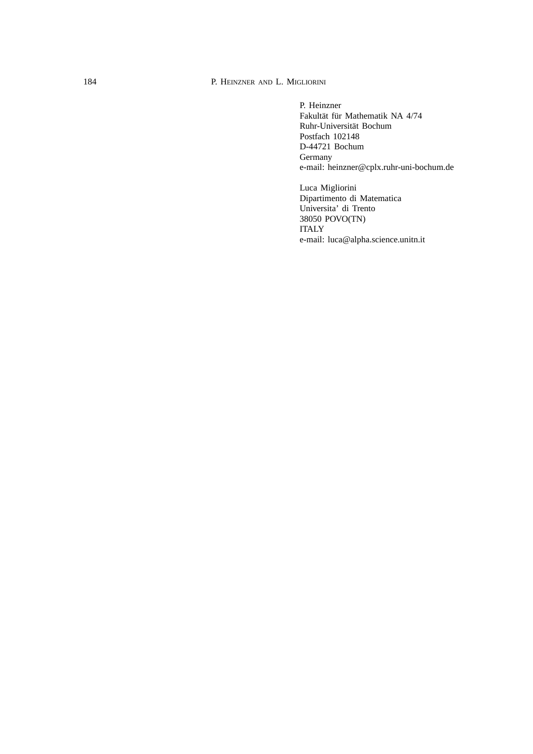P. Heinzner
Fakultät für Mathematik NA 4/74
Ruhr-Universität Bochum
Postfach 102148
D-44721 Bochum
Germany
e-mail: heinzner@cplx.ruhr-uni-bochum.de

Luca Migliorini
Dipartimento di Matematica
Universita' di Trento
38050 POVO(TN)
ITALY
e-mail: luca@alpha.science.unitn.it